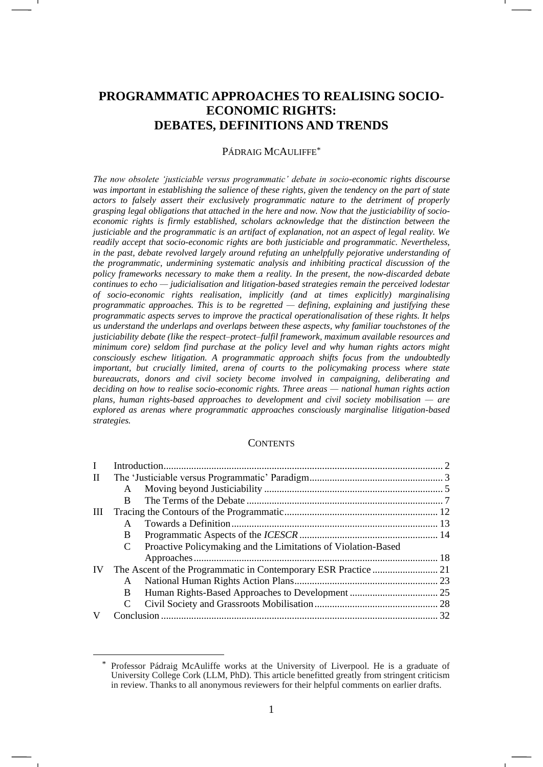# PROGRAMMATIC APPROACHES TO REALISING SOCIO-ECONOMIC RIGHTS: DEBATES, DEFINITIONS AND TRENDS

PÁDRAIG MCAULIFFE*

*The now obsolete 'justiciable versus programmatic' debate in socio-economic rights discourse was important in establishing the salience of these rights, given the tendency on the part of state actors to falsely assert their exclusively programmatic nature to the detriment of properly grasping legal obligations that attached in the here and now. Now that the justiciability of socio-economic rights is firmly established, scholars acknowledge that the distinction between the justiciable and the programmatic is an artifact of explanation, not an aspect of legal reality. We readily accept that socio-economic rights are both justiciable and programmatic. Nevertheless, in the past, debate revolved largely around refuting an unhelpfully pejorative understanding of the programmatic, undermining systematic analysis and inhibiting practical discussion of the policy frameworks necessary to make them a reality. In the present, the now-discarded debate continues to echo — judicialisation and litigation-based strategies remain the perceived lodestar of socio-economic rights realisation, implicitly (and at times explicitly) marginalising programmatic approaches. This is to be regretted — defining, explaining and justifying these programmatic aspects serves to improve the practical operationalisation of these rights. It helps us understand the underlaps and overlaps between these aspects, why familiar touchstones of the justiciability debate (like the respect–protect–fulfil framework, maximum available resources and minimum core) seldom find purchase at the policy level and why human rights actors might consciously eschew litigation. A programmatic approach shifts focus from the undoubtedly important, but crucially limited, arena of courts to the policymaking process where state bureaucrats, donors and civil society become involved in campaigning, deliberating and deciding on how to realise socio-economic rights. Three areas — national human rights action plans, human rights-based approaches to development and civil society mobilisation — are explored as arenas where programmatic approaches consciously marginalise litigation-based strategies.*

## CONTENTS

| | | | |
|---|---|---|---|
| I | Introduction | | 2 |
| II | The 'Justiciable versus Programmatic' Paradigm | | 3 |
| | A | Moving beyond Justiciability | 5 |
| | B | The Terms of the Debate | 7 |
| III | Tracing the Contours of the Programmatic | | 12 |
| | A | Towards a Definition | 13 |
| | B | Programmatic Aspects of the *ICESCR* | 14 |
| | C | Proactive Policymaking and the Limitations of Violation-Based Approaches | 18 |
| IV | The Ascent of the Programmatic in Contemporary ESR Practice | | 21 |
| | A | National Human Rights Action Plans | 23 |
| | B | Human Rights-Based Approaches to Development | 25 |
| | C | Civil Society and Grassroots Mobilisation | 28 |
| V | Conclusion | | 32 |

\* Professor Pádraig McAuliffe works at the University of Liverpool. He is a graduate of University College Cork (LLM, PhD). This article benefitted greatly from stringent criticism in review. Thanks to all anonymous reviewers for their helpful comments on earlier drafts.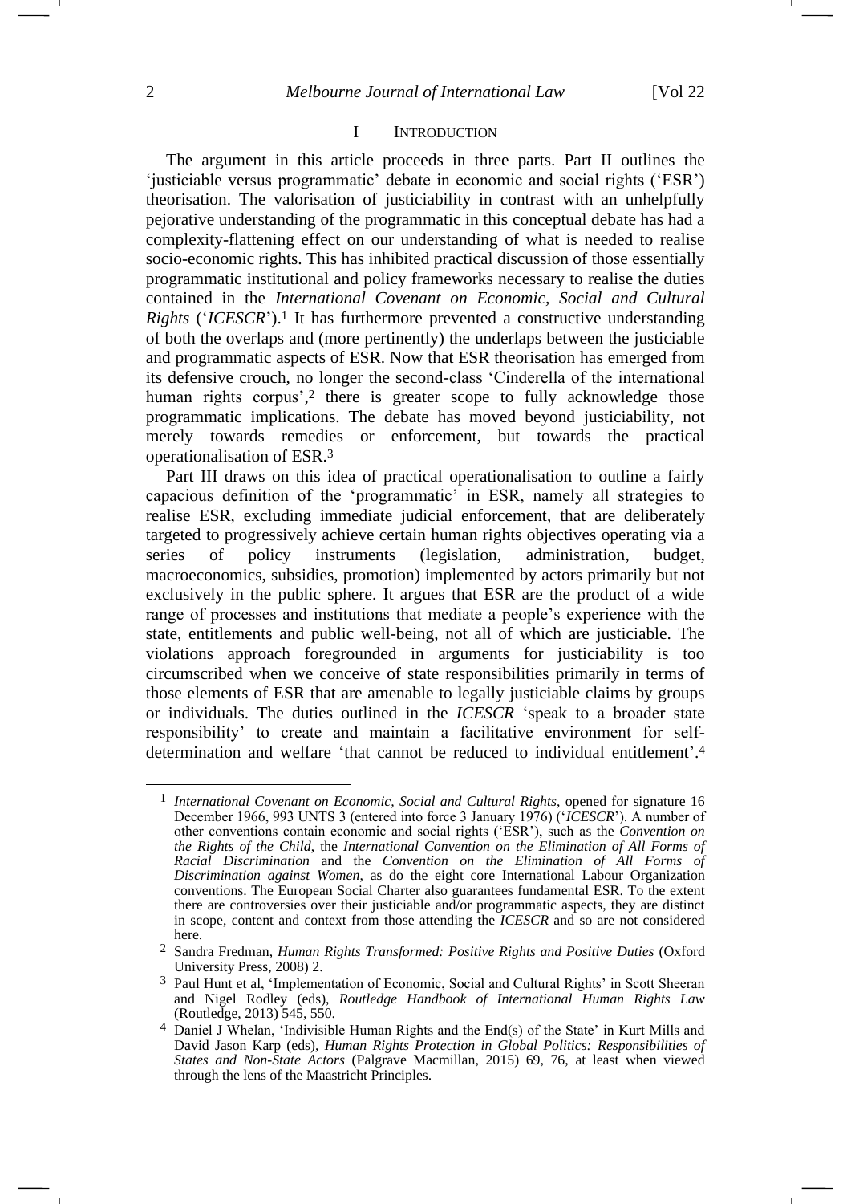# I INTRODUCTION

The argument in this article proceeds in three parts. Part II outlines the 'justiciable versus programmatic' debate in economic and social rights ('ESR') theorisation. The valorisation of justiciability in contrast with an unhelpfully pejorative understanding of the programmatic in this conceptual debate has had a complexity-flattening effect on our understanding of what is needed to realise socio-economic rights. This has inhibited practical discussion of those essentially programmatic institutional and policy frameworks necessary to realise the duties contained in the *International Covenant on Economic, Social and Cultural Rights* ('*ICESCR*').[1] It has furthermore prevented a constructive understanding of both the overlaps and (more pertinently) the underlaps between the justiciable and programmatic aspects of ESR. Now that ESR theorisation has emerged from its defensive crouch, no longer the second-class 'Cinderella of the international human rights corpus',[2] there is greater scope to fully acknowledge those programmatic implications. The debate has moved beyond justiciability, not merely towards remedies or enforcement, but towards the practical operationalisation of ESR.[3]

Part III draws on this idea of practical operationalisation to outline a fairly capacious definition of the 'programmatic' in ESR, namely all strategies to realise ESR, excluding immediate judicial enforcement, that are deliberately targeted to progressively achieve certain human rights objectives operating via a series of policy instruments (legislation, administration, budget, macroeconomics, subsidies, promotion) implemented by actors primarily but not exclusively in the public sphere. It argues that ESR are the product of a wide range of processes and institutions that mediate a people's experience with the state, entitlements and public well-being, not all of which are justiciable. The violations approach foregrounded in arguments for justiciability is too circumscribed when we conceive of state responsibilities primarily in terms of those elements of ESR that are amenable to legally justiciable claims by groups or individuals. The duties outlined in the *ICESCR* 'speak to a broader state responsibility' to create and maintain a facilitative environment for self-determination and welfare 'that cannot be reduced to individual entitlement'.[4]

---

[1] *International Covenant on Economic, Social and Cultural Rights*, opened for signature 16 December 1966, 993 UNTS 3 (entered into force 3 January 1976) ('*ICESCR*'). A number of other conventions contain economic and social rights ('ESR'), such as the *Convention on the Rights of the Child*, the *International Convention on the Elimination of All Forms of Racial Discrimination* and the *Convention on the Elimination of All Forms of Discrimination against Women*, as do the eight core International Labour Organization conventions. The European Social Charter also guarantees fundamental ESR. To the extent there are controversies over their justiciable and/or programmatic aspects, they are distinct in scope, content and context from those attending the *ICESCR* and so are not considered here.

[2] Sandra Fredman, *Human Rights Transformed: Positive Rights and Positive Duties* (Oxford University Press, 2008) 2.

[3] Paul Hunt et al, 'Implementation of Economic, Social and Cultural Rights' in Scott Sheeran and Nigel Rodley (eds), *Routledge Handbook of International Human Rights Law* (Routledge, 2013) 545, 550.

[4] Daniel J Whelan, 'Indivisible Human Rights and the End(s) of the State' in Kurt Mills and David Jason Karp (eds), *Human Rights Protection in Global Politics: Responsibilities of States and Non-State Actors* (Palgrave Macmillan, 2015) 69, 76, at least when viewed through the lens of the Maastricht Principles.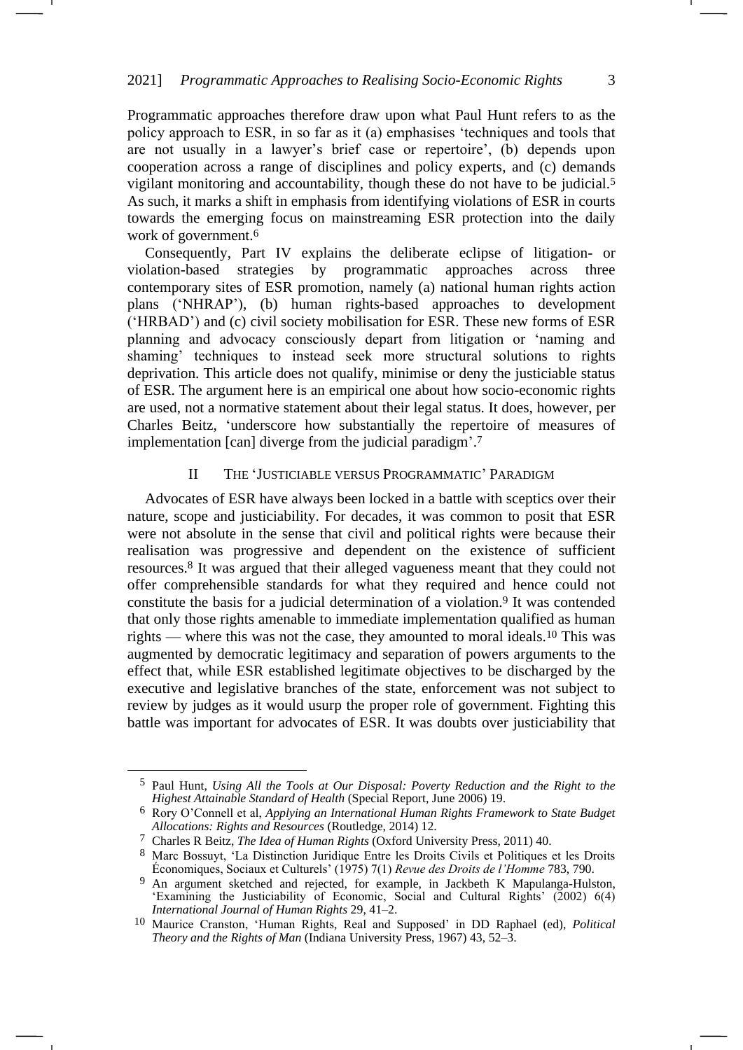Programmatic approaches therefore draw upon what Paul Hunt refers to as the policy approach to ESR, in so far as it (a) emphasises 'techniques and tools that are not usually in a lawyer's brief case or repertoire', (b) depends upon cooperation across a range of disciplines and policy experts, and (c) demands vigilant monitoring and accountability, though these do not have to be judicial.[5] As such, it marks a shift in emphasis from identifying violations of ESR in courts towards the emerging focus on mainstreaming ESR protection into the daily work of government.[6]

Consequently, Part IV explains the deliberate eclipse of litigation- or violation-based strategies by programmatic approaches across three contemporary sites of ESR promotion, namely (a) national human rights action plans ('NHRAP'), (b) human rights-based approaches to development ('HRBAD') and (c) civil society mobilisation for ESR. These new forms of ESR planning and advocacy consciously depart from litigation or 'naming and shaming' techniques to instead seek more structural solutions to rights deprivation. This article does not qualify, minimise or deny the justiciable status of ESR. The argument here is an empirical one about how socio-economic rights are used, not a normative statement about their legal status. It does, however, per Charles Beitz, 'underscore how substantially the repertoire of measures of implementation [can] diverge from the judicial paradigm'.[7]

## II The 'Justiciable versus Programmatic' Paradigm

Advocates of ESR have always been locked in a battle with sceptics over their nature, scope and justiciability. For decades, it was common to posit that ESR were not absolute in the sense that civil and political rights were because their realisation was progressive and dependent on the existence of sufficient resources.[8] It was argued that their alleged vagueness meant that they could not offer comprehensible standards for what they required and hence could not constitute the basis for a judicial determination of a violation.[9] It was contended that only those rights amenable to immediate implementation qualified as human rights — where this was not the case, they amounted to moral ideals.[10] This was augmented by democratic legitimacy and separation of powers arguments to the effect that, while ESR established legitimate objectives to be discharged by the executive and legislative branches of the state, enforcement was not subject to review by judges as it would usurp the proper role of government. Fighting this battle was important for advocates of ESR. It was doubts over justiciability that

---

[5] Paul Hunt, *Using All the Tools at Our Disposal: Poverty Reduction and the Right to the Highest Attainable Standard of Health* (Special Report, June 2006) 19.

[6] Rory O'Connell et al, *Applying an International Human Rights Framework to State Budget Allocations: Rights and Resources* (Routledge, 2014) 12.

[7] Charles R Beitz, *The Idea of Human Rights* (Oxford University Press, 2011) 40.

[8] Marc Bossuyt, 'La Distinction Juridique Entre les Droits Civils et Politiques et les Droits Économiques, Sociaux et Culturels' (1975) 7(1) *Revue des Droits de l'Homme* 783, 790.

[9] An argument sketched and rejected, for example, in Jackbeth K Mapulanga-Hulston, 'Examining the Justiciability of Economic, Social and Cultural Rights' (2002) 6(4) *International Journal of Human Rights* 29, 41–2.

[10] Maurice Cranston, 'Human Rights, Real and Supposed' in DD Raphael (ed), *Political Theory and the Rights of Man* (Indiana University Press, 1967) 43, 52–3.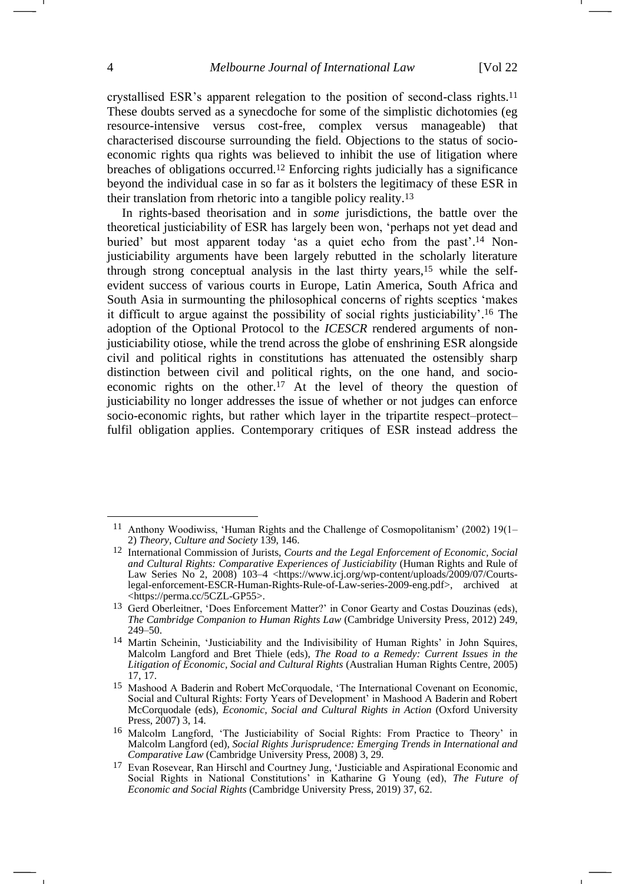crystallised ESR's apparent relegation to the position of second-class rights.[11] These doubts served as a synecdoche for some of the simplistic dichotomies (eg resource-intensive versus cost-free, complex versus manageable) that characterised discourse surrounding the field. Objections to the status of socio-economic rights qua rights was believed to inhibit the use of litigation where breaches of obligations occurred.[12] Enforcing rights judicially has a significance beyond the individual case in so far as it bolsters the legitimacy of these ESR in their translation from rhetoric into a tangible policy reality.[13]

In rights-based theorisation and in *some* jurisdictions, the battle over the theoretical justiciability of ESR has largely been won, 'perhaps not yet dead and buried' but most apparent today 'as a quiet echo from the past'.[14] Non-justiciability arguments have been largely rebutted in the scholarly literature through strong conceptual analysis in the last thirty years,[15] while the self-evident success of various courts in Europe, Latin America, South Africa and South Asia in surmounting the philosophical concerns of rights sceptics 'makes it difficult to argue against the possibility of social rights justiciability'.[16] The adoption of the Optional Protocol to the *ICESCR* rendered arguments of non-justiciability otiose, while the trend across the globe of enshrining ESR alongside civil and political rights in constitutions has attenuated the ostensibly sharp distinction between civil and political rights, on the one hand, and socio-economic rights on the other.[17] At the level of theory the question of justiciability no longer addresses the issue of whether or not judges can enforce socio-economic rights, but rather which layer in the tripartite respect–protect–fulfil obligation applies. Contemporary critiques of ESR instead address the

---

11 Anthony Woodiwiss, 'Human Rights and the Challenge of Cosmopolitanism' (2002) 19(1–2) *Theory, Culture and Society* 139, 146.

12 International Commission of Jurists, *Courts and the Legal Enforcement of Economic, Social and Cultural Rights: Comparative Experiences of Justiciability* (Human Rights and Rule of Law Series No 2, 2008) 103–4 <https://www.icj.org/wp-content/uploads/2009/07/Courts-legal-enforcement-ESCR-Human-Rights-Rule-of-Law-series-2009-eng.pdf>, archived at <https://perma.cc/5CZL-GP55>.

13 Gerd Oberleitner, 'Does Enforcement Matter?' in Conor Gearty and Costas Douzinas (eds), *The Cambridge Companion to Human Rights Law* (Cambridge University Press, 2012) 249, 249–50.

14 Martin Scheinin, 'Justiciability and the Indivisibility of Human Rights' in John Squires, Malcolm Langford and Bret Thiele (eds), *The Road to a Remedy: Current Issues in the Litigation of Economic, Social and Cultural Rights* (Australian Human Rights Centre, 2005) 17, 17.

15 Mashood A Baderin and Robert McCorquodale, 'The International Covenant on Economic, Social and Cultural Rights: Forty Years of Development' in Mashood A Baderin and Robert McCorquodale (eds), *Economic, Social and Cultural Rights in Action* (Oxford University Press, 2007) 3, 14.

16 Malcolm Langford, 'The Justiciability of Social Rights: From Practice to Theory' in Malcolm Langford (ed), *Social Rights Jurisprudence: Emerging Trends in International and Comparative Law* (Cambridge University Press, 2008) 3, 29.

17 Evan Rosevear, Ran Hirschl and Courtney Jung, 'Justiciable and Aspirational Economic and Social Rights in National Constitutions' in Katharine G Young (ed), *The Future of Economic and Social Rights* (Cambridge University Press, 2019) 37, 62.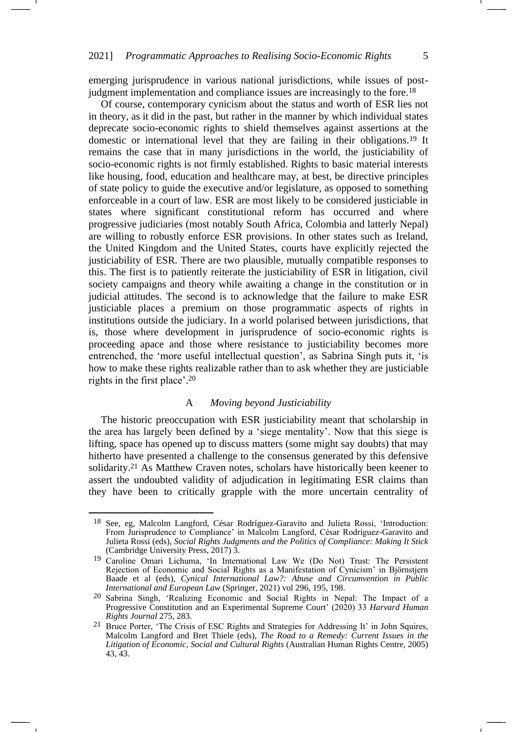emerging jurisprudence in various national jurisdictions, while issues of post-judgment implementation and compliance issues are increasingly to the fore.[18]

Of course, contemporary cynicism about the status and worth of ESR lies not in theory, as it did in the past, but rather in the manner by which individual states deprecate socio-economic rights to shield themselves against assertions at the domestic or international level that they are failing in their obligations.[19] It remains the case that in many jurisdictions in the world, the justiciability of socio-economic rights is not firmly established. Rights to basic material interests like housing, food, education and healthcare may, at best, be directive principles of state policy to guide the executive and/or legislature, as opposed to something enforceable in a court of law. ESR are most likely to be considered justiciable in states where significant constitutional reform has occurred and where progressive judiciaries (most notably South Africa, Colombia and latterly Nepal) are willing to robustly enforce ESR provisions. In other states such as Ireland, the United Kingdom and the United States, courts have explicitly rejected the justiciability of ESR. There are two plausible, mutually compatible responses to this. The first is to patiently reiterate the justiciability of ESR in litigation, civil society campaigns and theory while awaiting a change in the constitution or in judicial attitudes. The second is to acknowledge that the failure to make ESR justiciable places a premium on those programmatic aspects of rights in institutions outside the judiciary. In a world polarised between jurisdictions, that is, those where development in jurisprudence of socio-economic rights is proceeding apace and those where resistance to justiciability becomes more entrenched, the 'more useful intellectual question', as Sabrina Singh puts it, 'is how to make these rights realizable rather than to ask whether they are justiciable rights in the first place'.[20]

### A *Moving beyond Justiciability*

The historic preoccupation with ESR justiciability meant that scholarship in the area has largely been defined by a 'siege mentality'. Now that this siege is lifting, space has opened up to discuss matters (some might say doubts) that may hitherto have presented a challenge to the consensus generated by this defensive solidarity.[21] As Matthew Craven notes, scholars have historically been keener to assert the undoubted validity of adjudication in legitimating ESR claims than they have been to critically grapple with the more uncertain centrality of

---

[18] See, eg, Malcolm Langford, César Rodríguez-Garavito and Julieta Rossi, 'Introduction: From Jurisprudence to Compliance' in Malcolm Langford, César Rodríguez-Garavito and Julieta Rossi (eds), *Social Rights Judgments and the Politics of Compliance: Making It Stick* (Cambridge University Press, 2017) 3.

[19] Caroline Omari Lichuma, 'In International Law We (Do Not) Trust: The Persistent Rejection of Economic and Social Rights as a Manifestation of Cynicism' in Björnstjern Baade et al (eds), *Cynical International Law?: Abuse and Circumvention in Public International and European Law* (Springer, 2021) vol 296, 195, 198.

[20] Sabrina Singh, 'Realizing Economic and Social Rights in Nepal: The Impact of a Progressive Constitution and an Experimental Supreme Court' (2020) 33 *Harvard Human Rights Journal* 275, 283.

[21] Bruce Porter, 'The Crisis of ESC Rights and Strategies for Addressing It' in John Squires, Malcolm Langford and Bret Thiele (eds), *The Road to a Remedy: Current Issues in the Litigation of Economic, Social and Cultural Rights* (Australian Human Rights Centre, 2005) 43, 43.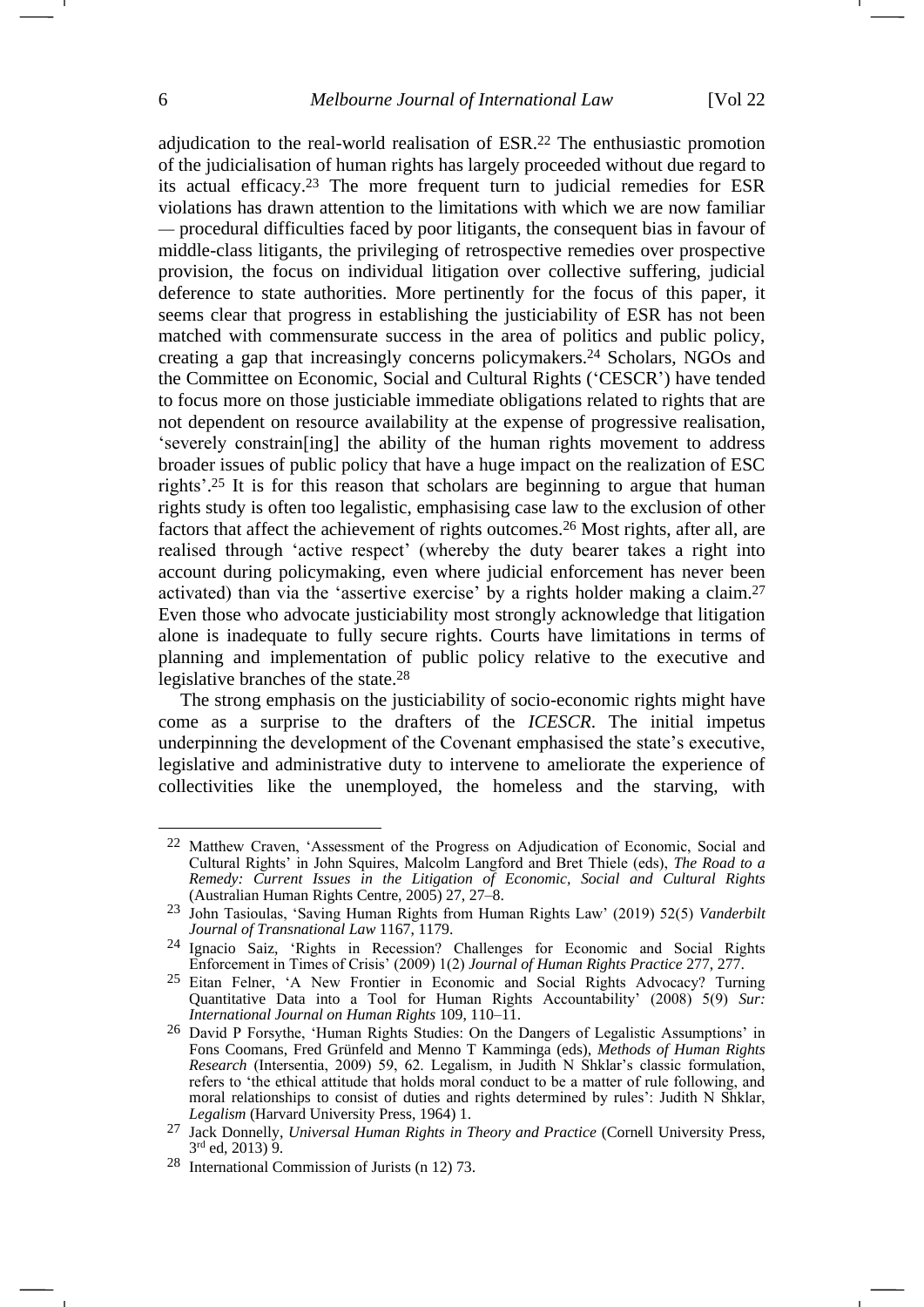adjudication to the real-world realisation of ESR.[22] The enthusiastic promotion of the judicialisation of human rights has largely proceeded without due regard to its actual efficacy.[23] The more frequent turn to judicial remedies for ESR violations has drawn attention to the limitations with which we are now familiar — procedural difficulties faced by poor litigants, the consequent bias in favour of middle-class litigants, the privileging of retrospective remedies over prospective provision, the focus on individual litigation over collective suffering, judicial deference to state authorities. More pertinently for the focus of this paper, it seems clear that progress in establishing the justiciability of ESR has not been matched with commensurate success in the area of politics and public policy, creating a gap that increasingly concerns policymakers.[24] Scholars, NGOs and the Committee on Economic, Social and Cultural Rights ('CESCR') have tended to focus more on those justiciable immediate obligations related to rights that are not dependent on resource availability at the expense of progressive realisation, 'severely constrain[ing] the ability of the human rights movement to address broader issues of public policy that have a huge impact on the realization of ESC rights'.[25] It is for this reason that scholars are beginning to argue that human rights study is often too legalistic, emphasising case law to the exclusion of other factors that affect the achievement of rights outcomes.[26] Most rights, after all, are realised through 'active respect' (whereby the duty bearer takes a right into account during policymaking, even where judicial enforcement has never been activated) than via the 'assertive exercise' by a rights holder making a claim.[27] Even those who advocate justiciability most strongly acknowledge that litigation alone is inadequate to fully secure rights. Courts have limitations in terms of planning and implementation of public policy relative to the executive and legislative branches of the state.[28]

The strong emphasis on the justiciability of socio-economic rights might have come as a surprise to the drafters of the *ICESCR*. The initial impetus underpinning the development of the Covenant emphasised the state's executive, legislative and administrative duty to intervene to ameliorate the experience of collectivities like the unemployed, the homeless and the starving, with

---

[22] Matthew Craven, 'Assessment of the Progress on Adjudication of Economic, Social and Cultural Rights' in John Squires, Malcolm Langford and Bret Thiele (eds), *The Road to a Remedy: Current Issues in the Litigation of Economic, Social and Cultural Rights* (Australian Human Rights Centre, 2005) 27, 27–8.

[23] John Tasioulas, 'Saving Human Rights from Human Rights Law' (2019) 52(5) *Vanderbilt Journal of Transnational Law* 1167, 1179.

[24] Ignacio Saiz, 'Rights in Recession? Challenges for Economic and Social Rights Enforcement in Times of Crisis' (2009) 1(2) *Journal of Human Rights Practice* 277, 277.

[25] Eitan Felner, 'A New Frontier in Economic and Social Rights Advocacy? Turning Quantitative Data into a Tool for Human Rights Accountability' (2008) 5(9) *Sur: International Journal on Human Rights* 109, 110–11.

[26] David P Forsythe, 'Human Rights Studies: On the Dangers of Legalistic Assumptions' in Fons Coomans, Fred Grünfeld and Menno T Kamminga (eds), *Methods of Human Rights Research* (Intersentia, 2009) 59, 62. Legalism, in Judith N Shklar's classic formulation, refers to 'the ethical attitude that holds moral conduct to be a matter of rule following, and moral relationships to consist of duties and rights determined by rules': Judith N Shklar, *Legalism* (Harvard University Press, 1964) 1.

[27] Jack Donnelly, *Universal Human Rights in Theory and Practice* (Cornell University Press, 3rd ed, 2013) 9.

[28] International Commission of Jurists (n 12) 73.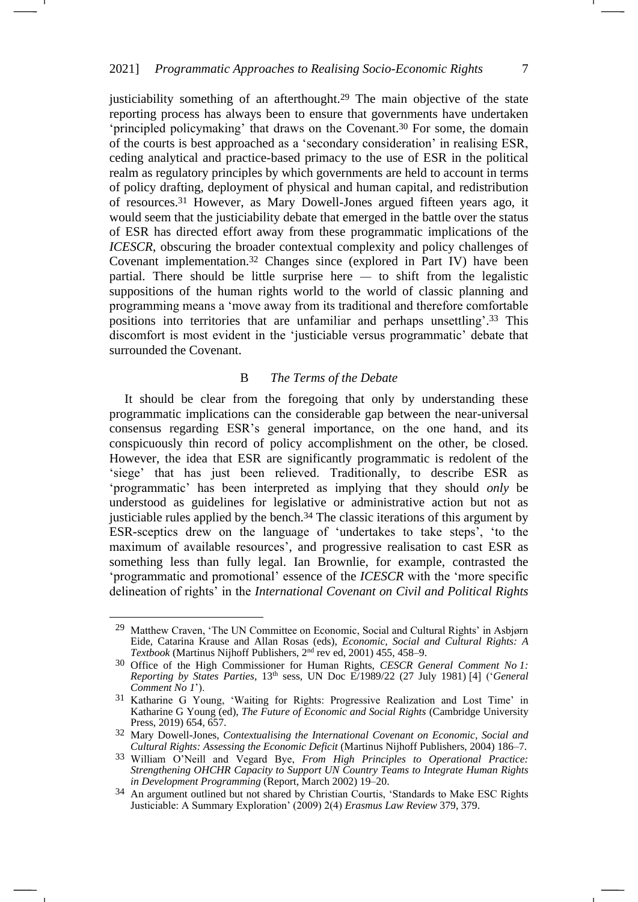justiciability something of an afterthought.[29] The main objective of the state reporting process has always been to ensure that governments have undertaken 'principled policymaking' that draws on the Covenant.[30] For some, the domain of the courts is best approached as a 'secondary consideration' in realising ESR, ceding analytical and practice-based primacy to the use of ESR in the political realm as regulatory principles by which governments are held to account in terms of policy drafting, deployment of physical and human capital, and redistribution of resources.[31] However, as Mary Dowell-Jones argued fifteen years ago, it would seem that the justiciability debate that emerged in the battle over the status of ESR has directed effort away from these programmatic implications of the *ICESCR*, obscuring the broader contextual complexity and policy challenges of Covenant implementation.[32] Changes since (explored in Part IV) have been partial. There should be little surprise here — to shift from the legalistic suppositions of the human rights world to the world of classic planning and programming means a 'move away from its traditional and therefore comfortable positions into territories that are unfamiliar and perhaps unsettling'.[33] This discomfort is most evident in the 'justiciable versus programmatic' debate that surrounded the Covenant.

### B *The Terms of the Debate*

It should be clear from the foregoing that only by understanding these programmatic implications can the considerable gap between the near-universal consensus regarding ESR's general importance, on the one hand, and its conspicuously thin record of policy accomplishment on the other, be closed. However, the idea that ESR are significantly programmatic is redolent of the 'siege' that has just been relieved. Traditionally, to describe ESR as 'programmatic' has been interpreted as implying that they should *only* be understood as guidelines for legislative or administrative action but not as justiciable rules applied by the bench.[34] The classic iterations of this argument by ESR-sceptics drew on the language of 'undertakes to take steps', 'to the maximum of available resources', and progressive realisation to cast ESR as something less than fully legal. Ian Brownlie, for example, contrasted the 'programmatic and promotional' essence of the *ICESCR* with the 'more specific delineation of rights' in the *International Covenant on Civil and Political Rights*

---

[29] Matthew Craven, 'The UN Committee on Economic, Social and Cultural Rights' in Asbjørn Eide, Catarina Krause and Allan Rosas (eds), *Economic, Social and Cultural Rights: A Textbook* (Martinus Nijhoff Publishers, 2nd rev ed, 2001) 455, 458–9.

[30] Office of the High Commissioner for Human Rights, *CESCR General Comment No 1: Reporting by States Parties*, 13th sess, UN Doc E/1989/22 (27 July 1981) [4] ('*General Comment No 1*').

[31] Katharine G Young, 'Waiting for Rights: Progressive Realization and Lost Time' in Katharine G Young (ed), *The Future of Economic and Social Rights* (Cambridge University Press, 2019) 654, 657.

[32] Mary Dowell-Jones, *Contextualising the International Covenant on Economic, Social and Cultural Rights: Assessing the Economic Deficit* (Martinus Nijhoff Publishers, 2004) 186–7.

[33] William O'Neill and Vegard Bye, *From High Principles to Operational Practice: Strengthening OHCHR Capacity to Support UN Country Teams to Integrate Human Rights in Development Programming* (Report, March 2002) 19–20.

[34] An argument outlined but not shared by Christian Courtis, 'Standards to Make ESC Rights Justiciable: A Summary Exploration' (2009) 2(4) *Erasmus Law Review* 379, 379.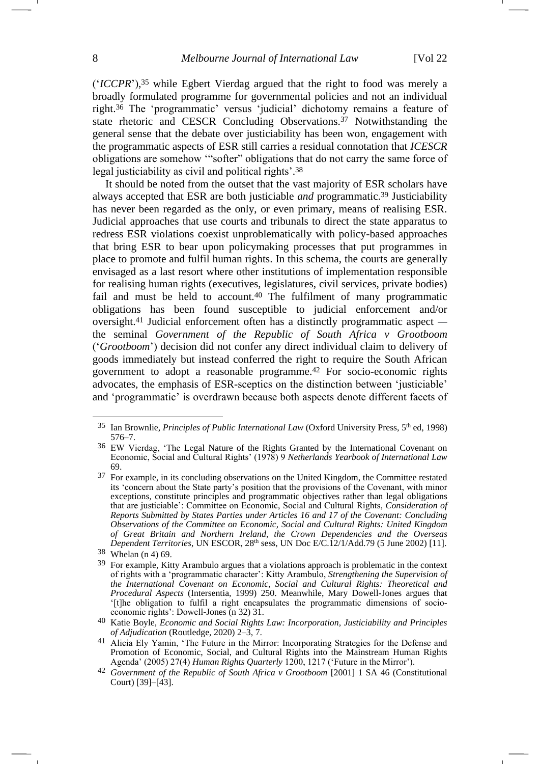('*ICCPR*'),[35] while Egbert Vierdag argued that the right to food was merely a broadly formulated programme for governmental policies and not an individual right.[36] The 'programmatic' versus 'judicial' dichotomy remains a feature of state rhetoric and CESCR Concluding Observations.[37] Notwithstanding the general sense that the debate over justiciability has been won, engagement with the programmatic aspects of ESR still carries a residual connotation that *ICESCR* obligations are somehow '"softer" obligations that do not carry the same force of legal justiciability as civil and political rights'.[38]

It should be noted from the outset that the vast majority of ESR scholars have always accepted that ESR are both justiciable *and* programmatic.[39] Justiciability has never been regarded as the only, or even primary, means of realising ESR. Judicial approaches that use courts and tribunals to direct the state apparatus to redress ESR violations coexist unproblematically with policy-based approaches that bring ESR to bear upon policymaking processes that put programmes in place to promote and fulfil human rights. In this schema, the courts are generally envisaged as a last resort where other institutions of implementation responsible for realising human rights (executives, legislatures, civil services, private bodies) fail and must be held to account.[40] The fulfilment of many programmatic obligations has been found susceptible to judicial enforcement and/or oversight.[41] Judicial enforcement often has a distinctly programmatic aspect — the seminal *Government of the Republic of South Africa v Grootboom* ('*Grootboom*') decision did not confer any direct individual claim to delivery of goods immediately but instead conferred the right to require the South African government to adopt a reasonable programme.[42] For socio-economic rights advocates, the emphasis of ESR-sceptics on the distinction between 'justiciable' and 'programmatic' is overdrawn because both aspects denote different facets of

---

[35] Ian Brownlie, *Principles of Public International Law* (Oxford University Press, 5th ed, 1998) 576–7.

[36] EW Vierdag, 'The Legal Nature of the Rights Granted by the International Covenant on Economic, Social and Cultural Rights' (1978) 9 *Netherlands Yearbook of International Law* 69.

[37] For example, in its concluding observations on the United Kingdom, the Committee restated its 'concern about the State party's position that the provisions of the Covenant, with minor exceptions, constitute principles and programmatic objectives rather than legal obligations that are justiciable': Committee on Economic, Social and Cultural Rights, *Consideration of Reports Submitted by States Parties under Articles 16 and 17 of the Covenant: Concluding Observations of the Committee on Economic, Social and Cultural Rights: United Kingdom of Great Britain and Northern Ireland, the Crown Dependencies and the Overseas Dependent Territories*, UN ESCOR, 28th sess, UN Doc E/C.12/1/Add.79 (5 June 2002) [11].

[38] Whelan (n 4) 69.

[39] For example, Kitty Arambulo argues that a violations approach is problematic in the context of rights with a 'programmatic character': Kitty Arambulo, *Strengthening the Supervision of the International Covenant on Economic, Social and Cultural Rights: Theoretical and Procedural Aspects* (Intersentia, 1999) 250. Meanwhile, Mary Dowell-Jones argues that '[t]he obligation to fulfil a right encapsulates the programmatic dimensions of socio-economic rights': Dowell-Jones (n 32) 31.

[40] Katie Boyle, *Economic and Social Rights Law: Incorporation, Justiciability and Principles of Adjudication* (Routledge, 2020) 2–3, 7.

[41] Alicia Ely Yamin, 'The Future in the Mirror: Incorporating Strategies for the Defense and Promotion of Economic, Social, and Cultural Rights into the Mainstream Human Rights Agenda' (2005) 27(4) *Human Rights Quarterly* 1200, 1217 ('Future in the Mirror').

[42] *Government of the Republic of South Africa v Grootboom* [2001] 1 SA 46 (Constitutional Court) [39]–[43].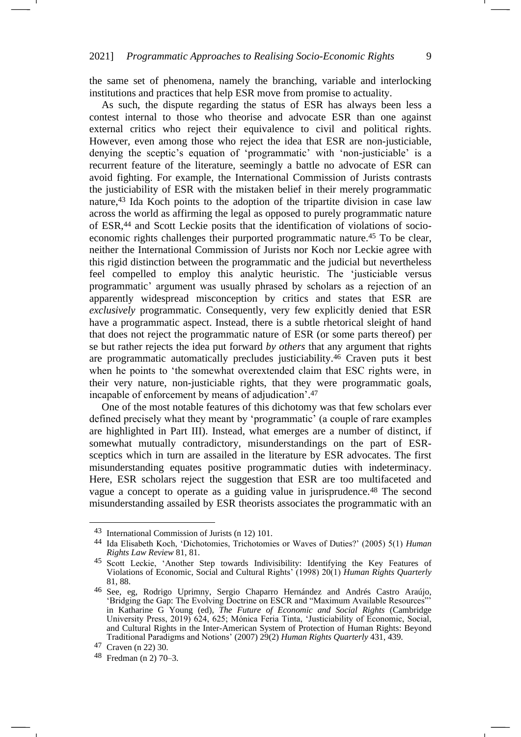the same set of phenomena, namely the branching, variable and interlocking institutions and practices that help ESR move from promise to actuality.

As such, the dispute regarding the status of ESR has always been less a contest internal to those who theorise and advocate ESR than one against external critics who reject their equivalence to civil and political rights. However, even among those who reject the idea that ESR are non-justiciable, denying the sceptic's equation of 'programmatic' with 'non-justiciable' is a recurrent feature of the literature, seemingly a battle no advocate of ESR can avoid fighting. For example, the International Commission of Jurists contrasts the justiciability of ESR with the mistaken belief in their merely programmatic nature,[43] Ida Koch points to the adoption of the tripartite division in case law across the world as affirming the legal as opposed to purely programmatic nature of ESR,[44] and Scott Leckie posits that the identification of violations of socio-economic rights challenges their purported programmatic nature.[45] To be clear, neither the International Commission of Jurists nor Koch nor Leckie agree with this rigid distinction between the programmatic and the judicial but nevertheless feel compelled to employ this analytic heuristic. The 'justiciable versus programmatic' argument was usually phrased by scholars as a rejection of an apparently widespread misconception by critics and states that ESR are *exclusively* programmatic. Consequently, very few explicitly denied that ESR have a programmatic aspect. Instead, there is a subtle rhetorical sleight of hand that does not reject the programmatic nature of ESR (or some parts thereof) per se but rather rejects the idea put forward *by others* that any argument that rights are programmatic automatically precludes justiciability.[46] Craven puts it best when he points to 'the somewhat overextended claim that ESC rights were, in their very nature, non-justiciable rights, that they were programmatic goals, incapable of enforcement by means of adjudication'.[47]

One of the most notable features of this dichotomy was that few scholars ever defined precisely what they meant by 'programmatic' (a couple of rare examples are highlighted in Part III). Instead, what emerges are a number of distinct, if somewhat mutually contradictory, misunderstandings on the part of ESR-sceptics which in turn are assailed in the literature by ESR advocates. The first misunderstanding equates positive programmatic duties with indeterminacy. Here, ESR scholars reject the suggestion that ESR are too multifaceted and vague a concept to operate as a guiding value in jurisprudence.[48] The second misunderstanding assailed by ESR theorists associates the programmatic with an

---

[43] International Commission of Jurists (n 12) 101.

[44] Ida Elisabeth Koch, 'Dichotomies, Trichotomies or Waves of Duties?' (2005) 5(1) *Human Rights Law Review* 81, 81.

[45] Scott Leckie, 'Another Step towards Indivisibility: Identifying the Key Features of Violations of Economic, Social and Cultural Rights' (1998) 20(1) *Human Rights Quarterly* 81, 88.

[46] See, eg, Rodrigo Uprimny, Sergio Chaparro Hernández and Andrés Castro Araújo, 'Bridging the Gap: The Evolving Doctrine on ESCR and "Maximum Available Resources"' in Katharine G Young (ed), *The Future of Economic and Social Rights* (Cambridge University Press, 2019) 624, 625; Mónica Feria Tinta, 'Justiciability of Economic, Social, and Cultural Rights in the Inter-American System of Protection of Human Rights: Beyond Traditional Paradigms and Notions' (2007) 29(2) *Human Rights Quarterly* 431, 439.

[47] Craven (n 22) 30.

[48] Fredman (n 2) 70–3.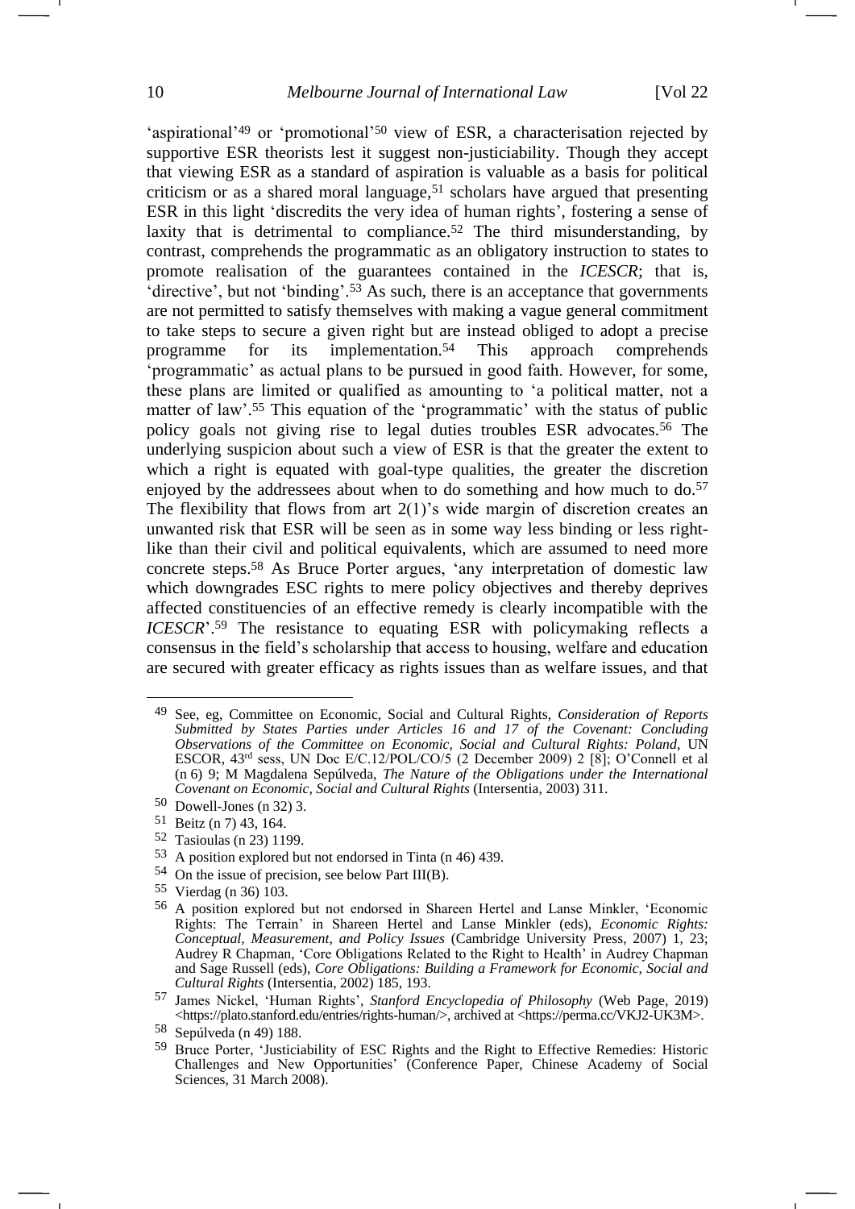'aspirational'[49] or 'promotional'[50] view of ESR, a characterisation rejected by supportive ESR theorists lest it suggest non-justiciability. Though they accept that viewing ESR as a standard of aspiration is valuable as a basis for political criticism or as a shared moral language,[51] scholars have argued that presenting ESR in this light 'discredits the very idea of human rights', fostering a sense of laxity that is detrimental to compliance.[52] The third misunderstanding, by contrast, comprehends the programmatic as an obligatory instruction to states to promote realisation of the guarantees contained in the *ICESCR*; that is, 'directive', but not 'binding'.[53] As such, there is an acceptance that governments are not permitted to satisfy themselves with making a vague general commitment to take steps to secure a given right but are instead obliged to adopt a precise programme for its implementation.[54] This approach comprehends 'programmatic' as actual plans to be pursued in good faith. However, for some, these plans are limited or qualified as amounting to 'a political matter, not a matter of law'.[55] This equation of the 'programmatic' with the status of public policy goals not giving rise to legal duties troubles ESR advocates.[56] The underlying suspicion about such a view of ESR is that the greater the extent to which a right is equated with goal-type qualities, the greater the discretion enjoyed by the addressees about when to do something and how much to do.[57] The flexibility that flows from art 2(1)'s wide margin of discretion creates an unwanted risk that ESR will be seen as in some way less binding or less right-like than their civil and political equivalents, which are assumed to need more concrete steps.[58] As Bruce Porter argues, 'any interpretation of domestic law which downgrades ESC rights to mere policy objectives and thereby deprives affected constituencies of an effective remedy is clearly incompatible with the *ICESCR*'.[59] The resistance to equating ESR with policymaking reflects a consensus in the field's scholarship that access to housing, welfare and education are secured with greater efficacy as rights issues than as welfare issues, and that

---

49 See, eg, Committee on Economic, Social and Cultural Rights, *Consideration of Reports Submitted by States Parties under Articles 16 and 17 of the Covenant: Concluding Observations of the Committee on Economic, Social and Cultural Rights: Poland*, UN ESCOR, 43rd sess, UN Doc E/C.12/POL/CO/5 (2 December 2009) 2 [8]; O'Connell et al (n 6) 9; M Magdalena Sepúlveda, *The Nature of the Obligations under the International Covenant on Economic, Social and Cultural Rights* (Intersentia, 2003) 311.

50 Dowell-Jones (n 32) 3.

51 Beitz (n 7) 43, 164.

52 Tasioulas (n 23) 1199.

53 A position explored but not endorsed in Tinta (n 46) 439.

54 On the issue of precision, see below Part III(B).

55 Vierdag (n 36) 103.

56 A position explored but not endorsed in Shareen Hertel and Lanse Minkler, 'Economic Rights: The Terrain' in Shareen Hertel and Lanse Minkler (eds), *Economic Rights: Conceptual, Measurement, and Policy Issues* (Cambridge University Press, 2007) 1, 23; Audrey R Chapman, 'Core Obligations Related to the Right to Health' in Audrey Chapman and Sage Russell (eds), *Core Obligations: Building a Framework for Economic, Social and Cultural Rights* (Intersentia, 2002) 185, 193.

57 James Nickel, 'Human Rights', *Stanford Encyclopedia of Philosophy* (Web Page, 2019) <https://plato.stanford.edu/entries/rights-human/>, archived at <https://perma.cc/VKJ2-UK3M>.

58 Sepúlveda (n 49) 188.

59 Bruce Porter, 'Justiciability of ESC Rights and the Right to Effective Remedies: Historic Challenges and New Opportunities' (Conference Paper, Chinese Academy of Social Sciences, 31 March 2008).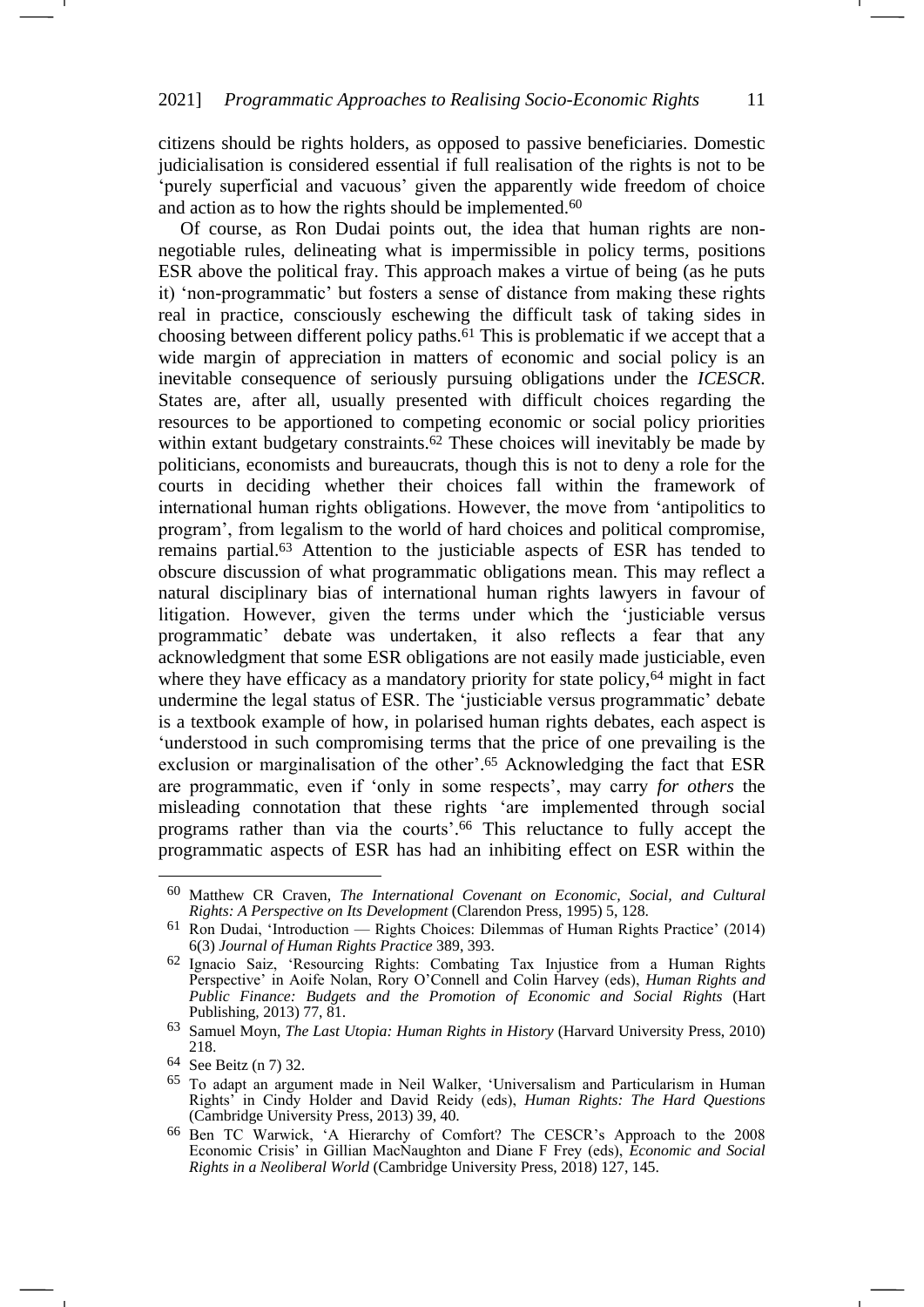citizens should be rights holders, as opposed to passive beneficiaries. Domestic judicialisation is considered essential if full realisation of the rights is not to be 'purely superficial and vacuous' given the apparently wide freedom of choice and action as to how the rights should be implemented.[60]

Of course, as Ron Dudai points out, the idea that human rights are non-negotiable rules, delineating what is impermissible in policy terms, positions ESR above the political fray. This approach makes a virtue of being (as he puts it) 'non-programmatic' but fosters a sense of distance from making these rights real in practice, consciously eschewing the difficult task of taking sides in choosing between different policy paths.[61] This is problematic if we accept that a wide margin of appreciation in matters of economic and social policy is an inevitable consequence of seriously pursuing obligations under the *ICESCR*. States are, after all, usually presented with difficult choices regarding the resources to be apportioned to competing economic or social policy priorities within extant budgetary constraints.[62] These choices will inevitably be made by politicians, economists and bureaucrats, though this is not to deny a role for the courts in deciding whether their choices fall within the framework of international human rights obligations. However, the move from 'antipolitics to program', from legalism to the world of hard choices and political compromise, remains partial.[63] Attention to the justiciable aspects of ESR has tended to obscure discussion of what programmatic obligations mean. This may reflect a natural disciplinary bias of international human rights lawyers in favour of litigation. However, given the terms under which the 'justiciable versus programmatic' debate was undertaken, it also reflects a fear that any acknowledgment that some ESR obligations are not easily made justiciable, even where they have efficacy as a mandatory priority for state policy,[64] might in fact undermine the legal status of ESR. The 'justiciable versus programmatic' debate is a textbook example of how, in polarised human rights debates, each aspect is 'understood in such compromising terms that the price of one prevailing is the exclusion or marginalisation of the other'.[65] Acknowledging the fact that ESR are programmatic, even if 'only in some respects', may carry *for others* the misleading connotation that these rights 'are implemented through social programs rather than via the courts'.[66] This reluctance to fully accept the programmatic aspects of ESR has had an inhibiting effect on ESR within the

---

[60] Matthew CR Craven, *The International Covenant on Economic, Social, and Cultural Rights: A Perspective on Its Development* (Clarendon Press, 1995) 5, 128.

[61] Ron Dudai, 'Introduction — Rights Choices: Dilemmas of Human Rights Practice' (2014) 6(3) *Journal of Human Rights Practice* 389, 393.

[62] Ignacio Saiz, 'Resourcing Rights: Combating Tax Injustice from a Human Rights Perspective' in Aoife Nolan, Rory O'Connell and Colin Harvey (eds), *Human Rights and Public Finance: Budgets and the Promotion of Economic and Social Rights* (Hart Publishing, 2013) 77, 81.

[63] Samuel Moyn, *The Last Utopia: Human Rights in History* (Harvard University Press, 2010) 218.

[64] See Beitz (n 7) 32.

[65] To adapt an argument made in Neil Walker, 'Universalism and Particularism in Human Rights' in Cindy Holder and David Reidy (eds), *Human Rights: The Hard Questions* (Cambridge University Press, 2013) 39, 40.

[66] Ben TC Warwick, 'A Hierarchy of Comfort? The CESCR's Approach to the 2008 Economic Crisis' in Gillian MacNaughton and Diane F Frey (eds), *Economic and Social Rights in a Neoliberal World* (Cambridge University Press, 2018) 127, 145.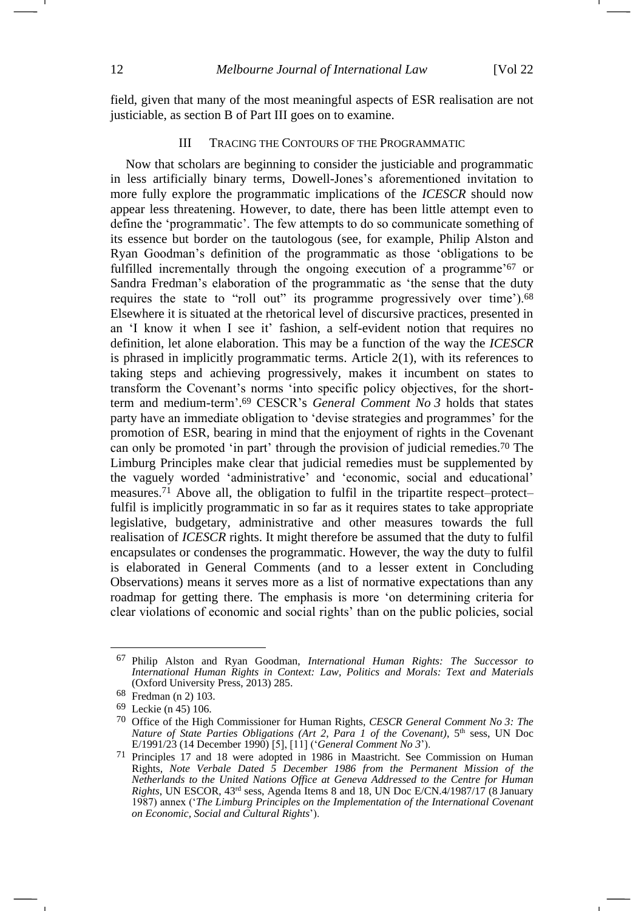field, given that many of the most meaningful aspects of ESR realisation are not justiciable, as section B of Part III goes on to examine.

## III Tracing the Contours of the Programmatic

Now that scholars are beginning to consider the justiciable and programmatic in less artificially binary terms, Dowell-Jones's aforementioned invitation to more fully explore the programmatic implications of the *ICESCR* should now appear less threatening. However, to date, there has been little attempt even to define the 'programmatic'. The few attempts to do so communicate something of its essence but border on the tautologous (see, for example, Philip Alston and Ryan Goodman's definition of the programmatic as those 'obligations to be fulfilled incrementally through the ongoing execution of a programme'[67] or Sandra Fredman's elaboration of the programmatic as 'the sense that the duty requires the state to "roll out" its programme progressively over time').[68] Elsewhere it is situated at the rhetorical level of discursive practices, presented in an 'I know it when I see it' fashion, a self-evident notion that requires no definition, let alone elaboration. This may be a function of the way the *ICESCR* is phrased in implicitly programmatic terms. Article 2(1), with its references to taking steps and achieving progressively, makes it incumbent on states to transform the Covenant's norms 'into specific policy objectives, for the short-term and medium-term'.[69] CESCR's *General Comment No 3* holds that states party have an immediate obligation to 'devise strategies and programmes' for the promotion of ESR, bearing in mind that the enjoyment of rights in the Covenant can only be promoted 'in part' through the provision of judicial remedies.[70] The Limburg Principles make clear that judicial remedies must be supplemented by the vaguely worded 'administrative' and 'economic, social and educational' measures.[71] Above all, the obligation to fulfil in the tripartite respect–protect–fulfil is implicitly programmatic in so far as it requires states to take appropriate legislative, budgetary, administrative and other measures towards the full realisation of *ICESCR* rights. It might therefore be assumed that the duty to fulfil encapsulates or condenses the programmatic. However, the way the duty to fulfil is elaborated in General Comments (and to a lesser extent in Concluding Observations) means it serves more as a list of normative expectations than any roadmap for getting there. The emphasis is more 'on determining criteria for clear violations of economic and social rights' than on the public policies, social

---

[67] Philip Alston and Ryan Goodman, *International Human Rights: The Successor to International Human Rights in Context: Law, Politics and Morals: Text and Materials* (Oxford University Press, 2013) 285.

[68] Fredman (n 2) 103.

[69] Leckie (n 45) 106.

[70] Office of the High Commissioner for Human Rights, *CESCR General Comment No 3: The Nature of State Parties Obligations (Art 2, Para 1 of the Covenant)*, 5th sess, UN Doc E/1991/23 (14 December 1990) [5], [11] ('*General Comment No 3*').

[71] Principles 17 and 18 were adopted in 1986 in Maastricht. See Commission on Human Rights, *Note Verbale Dated 5 December 1986 from the Permanent Mission of the Netherlands to the United Nations Office at Geneva Addressed to the Centre for Human Rights*, UN ESCOR, 43rd sess, Agenda Items 8 and 18, UN Doc E/CN.4/1987/17 (8 January 1987) annex ('*The Limburg Principles on the Implementation of the International Covenant on Economic, Social and Cultural Rights*').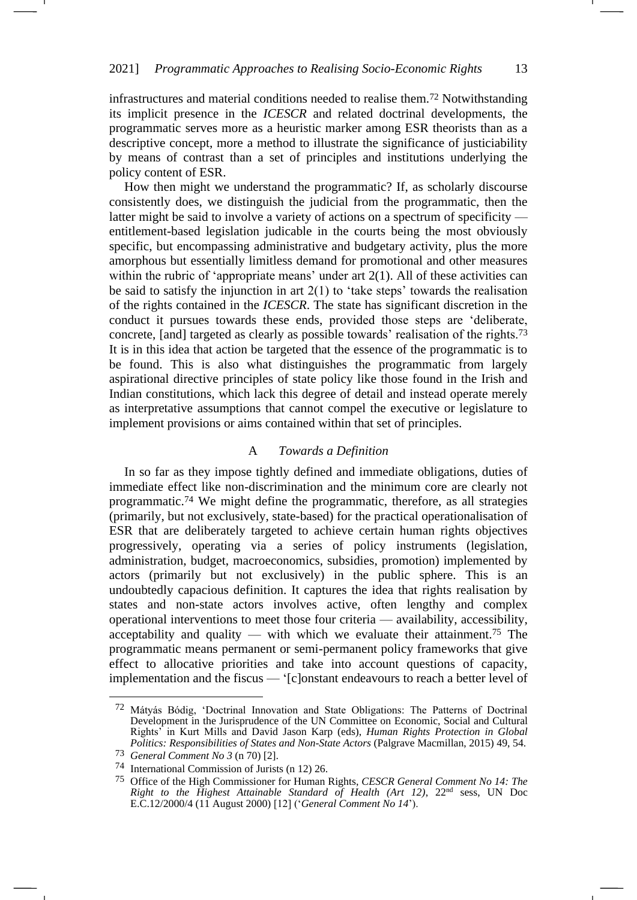infrastructures and material conditions needed to realise them.[72] Notwithstanding its implicit presence in the *ICESCR* and related doctrinal developments, the programmatic serves more as a heuristic marker among ESR theorists than as a descriptive concept, more a method to illustrate the significance of justiciability by means of contrast than a set of principles and institutions underlying the policy content of ESR.

How then might we understand the programmatic? If, as scholarly discourse consistently does, we distinguish the judicial from the programmatic, then the latter might be said to involve a variety of actions on a spectrum of specificity — entitlement-based legislation judicable in the courts being the most obviously specific, but encompassing administrative and budgetary activity, plus the more amorphous but essentially limitless demand for promotional and other measures within the rubric of 'appropriate means' under art 2(1). All of these activities can be said to satisfy the injunction in art 2(1) to 'take steps' towards the realisation of the rights contained in the *ICESCR*. The state has significant discretion in the conduct it pursues towards these ends, provided those steps are 'deliberate, concrete, [and] targeted as clearly as possible towards' realisation of the rights.[73] It is in this idea that action be targeted that the essence of the programmatic is to be found. This is also what distinguishes the programmatic from largely aspirational directive principles of state policy like those found in the Irish and Indian constitutions, which lack this degree of detail and instead operate merely as interpretative assumptions that cannot compel the executive or legislature to implement provisions or aims contained within that set of principles.

### A *Towards a Definition*

In so far as they impose tightly defined and immediate obligations, duties of immediate effect like non-discrimination and the minimum core are clearly not programmatic.[74] We might define the programmatic, therefore, as all strategies (primarily, but not exclusively, state-based) for the practical operationalisation of ESR that are deliberately targeted to achieve certain human rights objectives progressively, operating via a series of policy instruments (legislation, administration, budget, macroeconomics, subsidies, promotion) implemented by actors (primarily but not exclusively) in the public sphere. This is an undoubtedly capacious definition. It captures the idea that rights realisation by states and non-state actors involves active, often lengthy and complex operational interventions to meet those four criteria — availability, accessibility, acceptability and quality — with which we evaluate their attainment.[75] The programmatic means permanent or semi-permanent policy frameworks that give effect to allocative priorities and take into account questions of capacity, implementation and the fiscus — '[c]onstant endeavours to reach a better level of

---

[72] Mátyás Bódig, 'Doctrinal Innovation and State Obligations: The Patterns of Doctrinal Development in the Jurisprudence of the UN Committee on Economic, Social and Cultural Rights' in Kurt Mills and David Jason Karp (eds), *Human Rights Protection in Global Politics: Responsibilities of States and Non-State Actors* (Palgrave Macmillan, 2015) 49, 54.

[73] *General Comment No 3* (n 70) [2].

[74] International Commission of Jurists (n 12) 26.

[75] Office of the High Commissioner for Human Rights, *CESCR General Comment No 14: The Right to the Highest Attainable Standard of Health (Art 12)*, 22nd sess, UN Doc E.C.12/2000/4 (11 August 2000) [12] ('*General Comment No 14*').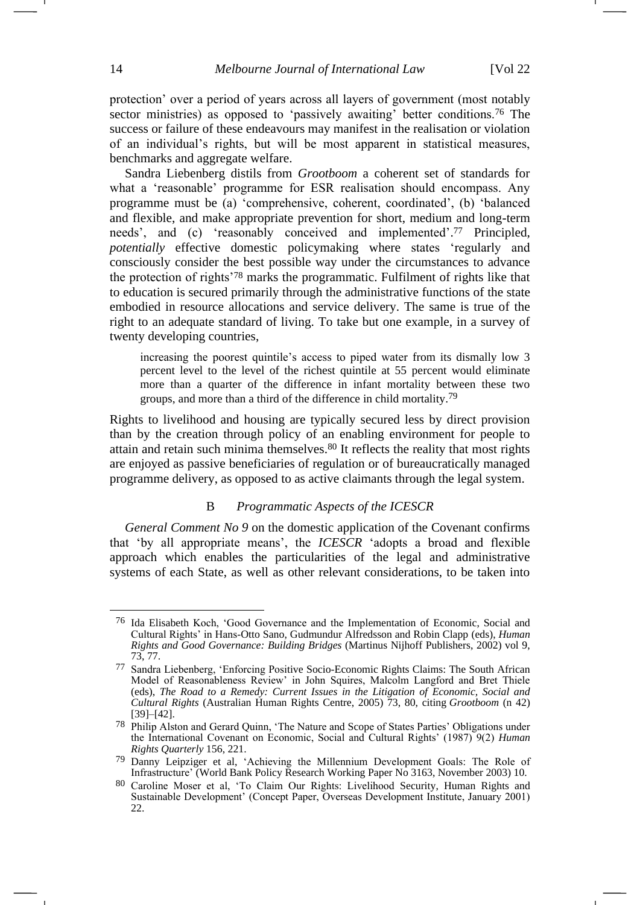protection' over a period of years across all layers of government (most notably sector ministries) as opposed to 'passively awaiting' better conditions.[76] The success or failure of these endeavours may manifest in the realisation or violation of an individual's rights, but will be most apparent in statistical measures, benchmarks and aggregate welfare.

Sandra Liebenberg distils from *Grootboom* a coherent set of standards for what a 'reasonable' programme for ESR realisation should encompass. Any programme must be (a) 'comprehensive, coherent, coordinated', (b) 'balanced and flexible, and make appropriate prevention for short, medium and long-term needs', and (c) 'reasonably conceived and implemented'.[77] Principled, *potentially* effective domestic policymaking where states 'regularly and consciously consider the best possible way under the circumstances to advance the protection of rights'[78] marks the programmatic. Fulfilment of rights like that to education is secured primarily through the administrative functions of the state embodied in resource allocations and service delivery. The same is true of the right to an adequate standard of living. To take but one example, in a survey of twenty developing countries,

> increasing the poorest quintile's access to piped water from its dismally low 3 percent level to the level of the richest quintile at 55 percent would eliminate more than a quarter of the difference in infant mortality between these two groups, and more than a third of the difference in child mortality.[79]

Rights to livelihood and housing are typically secured less by direct provision than by the creation through policy of an enabling environment for people to attain and retain such minima themselves.[80] It reflects the reality that most rights are enjoyed as passive beneficiaries of regulation or of bureaucratically managed programme delivery, as opposed to as active claimants through the legal system.

### B *Programmatic Aspects of the ICESCR*

*General Comment No 9* on the domestic application of the Covenant confirms that 'by all appropriate means', the *ICESCR* 'adopts a broad and flexible approach which enables the particularities of the legal and administrative systems of each State, as well as other relevant considerations, to be taken into

---

[76] Ida Elisabeth Koch, 'Good Governance and the Implementation of Economic, Social and Cultural Rights' in Hans-Otto Sano, Gudmundur Alfredsson and Robin Clapp (eds), *Human Rights and Good Governance: Building Bridges* (Martinus Nijhoff Publishers, 2002) vol 9, 73, 77.

[77] Sandra Liebenberg, 'Enforcing Positive Socio-Economic Rights Claims: The South African Model of Reasonableness Review' in John Squires, Malcolm Langford and Bret Thiele (eds), *The Road to a Remedy: Current Issues in the Litigation of Economic, Social and Cultural Rights* (Australian Human Rights Centre, 2005) 73, 80, citing *Grootboom* (n 42) [39]–[42].

[78] Philip Alston and Gerard Quinn, 'The Nature and Scope of States Parties' Obligations under the International Covenant on Economic, Social and Cultural Rights' (1987) 9(2) *Human Rights Quarterly* 156, 221.

[79] Danny Leipziger et al, 'Achieving the Millennium Development Goals: The Role of Infrastructure' (World Bank Policy Research Working Paper No 3163, November 2003) 10.

[80] Caroline Moser et al, 'To Claim Our Rights: Livelihood Security, Human Rights and Sustainable Development' (Concept Paper, Overseas Development Institute, January 2001) 22.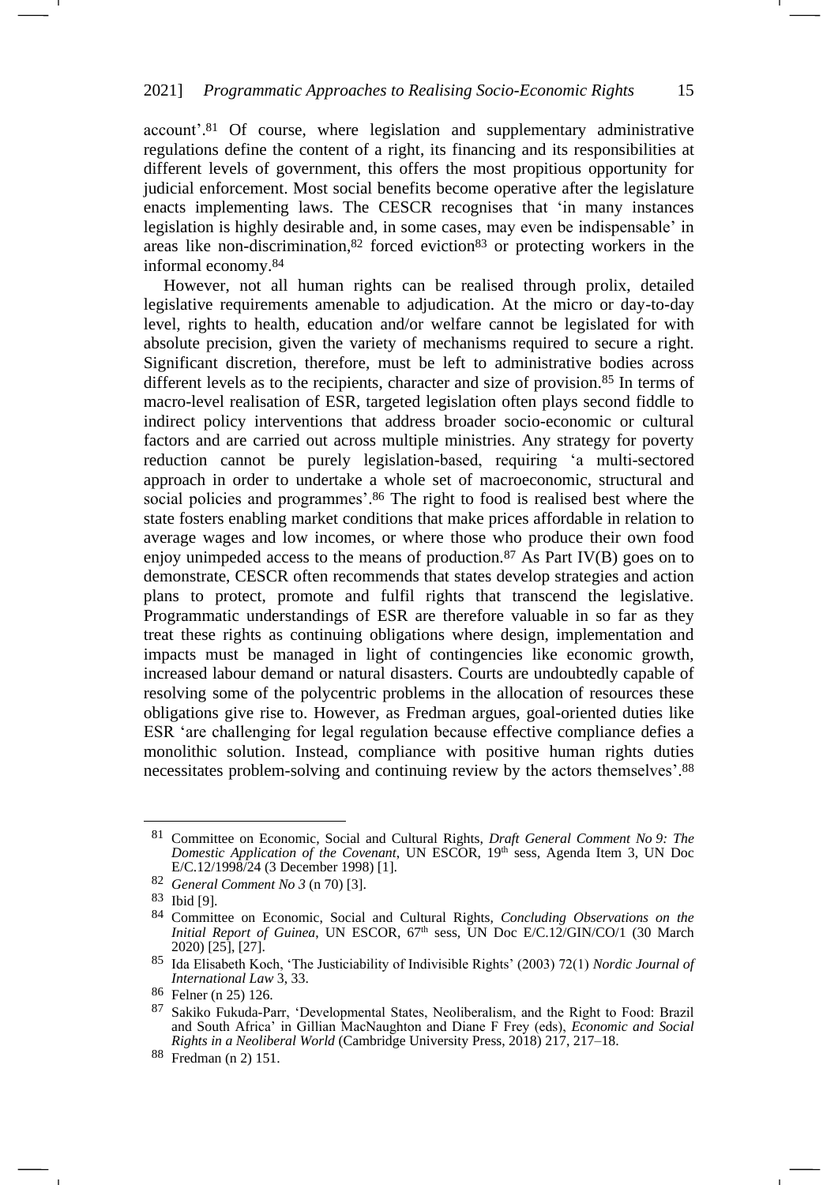account'.[81] Of course, where legislation and supplementary administrative regulations define the content of a right, its financing and its responsibilities at different levels of government, this offers the most propitious opportunity for judicial enforcement. Most social benefits become operative after the legislature enacts implementing laws. The CESCR recognises that 'in many instances legislation is highly desirable and, in some cases, may even be indispensable' in areas like non-discrimination,[82] forced eviction[83] or protecting workers in the informal economy.[84]

However, not all human rights can be realised through prolix, detailed legislative requirements amenable to adjudication. At the micro or day-to-day level, rights to health, education and/or welfare cannot be legislated for with absolute precision, given the variety of mechanisms required to secure a right. Significant discretion, therefore, must be left to administrative bodies across different levels as to the recipients, character and size of provision.[85] In terms of macro-level realisation of ESR, targeted legislation often plays second fiddle to indirect policy interventions that address broader socio-economic or cultural factors and are carried out across multiple ministries. Any strategy for poverty reduction cannot be purely legislation-based, requiring 'a multi-sectored approach in order to undertake a whole set of macroeconomic, structural and social policies and programmes'.[86] The right to food is realised best where the state fosters enabling market conditions that make prices affordable in relation to average wages and low incomes, or where those who produce their own food enjoy unimpeded access to the means of production.[87] As Part IV(B) goes on to demonstrate, CESCR often recommends that states develop strategies and action plans to protect, promote and fulfil rights that transcend the legislative. Programmatic understandings of ESR are therefore valuable in so far as they treat these rights as continuing obligations where design, implementation and impacts must be managed in light of contingencies like economic growth, increased labour demand or natural disasters. Courts are undoubtedly capable of resolving some of the polycentric problems in the allocation of resources these obligations give rise to. However, as Fredman argues, goal-oriented duties like ESR 'are challenging for legal regulation because effective compliance defies a monolithic solution. Instead, compliance with positive human rights duties necessitates problem-solving and continuing review by the actors themselves'.[88]

---

[81] Committee on Economic, Social and Cultural Rights, *Draft General Comment No 9: The Domestic Application of the Covenant*, UN ESCOR, 19th sess, Agenda Item 3, UN Doc E/C.12/1998/24 (3 December 1998) [1].

[82] *General Comment No 3* (n 70) [3].

[83] Ibid [9].

[84] Committee on Economic, Social and Cultural Rights, *Concluding Observations on the Initial Report of Guinea*, UN ESCOR, 67th sess, UN Doc E/C.12/GIN/CO/1 (30 March 2020) [25], [27].

[85] Ida Elisabeth Koch, 'The Justiciability of Indivisible Rights' (2003) 72(1) *Nordic Journal of International Law* 3, 33.

[86] Felner (n 25) 126.

[87] Sakiko Fukuda-Parr, 'Developmental States, Neoliberalism, and the Right to Food: Brazil and South Africa' in Gillian MacNaughton and Diane F Frey (eds), *Economic and Social Rights in a Neoliberal World* (Cambridge University Press, 2018) 217, 217–18.

[88] Fredman (n 2) 151.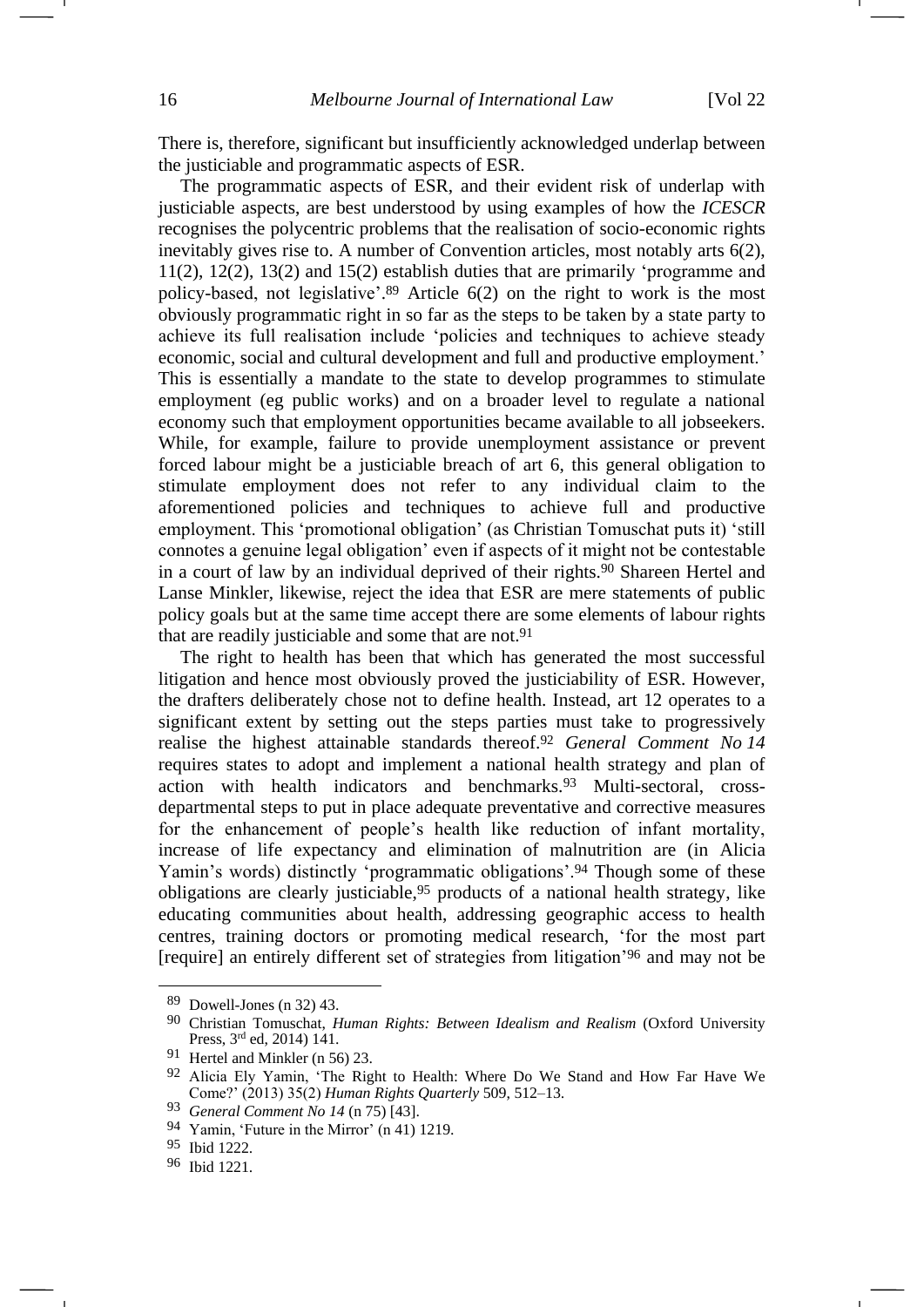There is, therefore, significant but insufficiently acknowledged underlap between the justiciable and programmatic aspects of ESR.

The programmatic aspects of ESR, and their evident risk of underlap with justiciable aspects, are best understood by using examples of how the *ICESCR* recognises the polycentric problems that the realisation of socio-economic rights inevitably gives rise to. A number of Convention articles, most notably arts 6(2), 11(2), 12(2), 13(2) and 15(2) establish duties that are primarily 'programme and policy-based, not legislative'.[89] Article 6(2) on the right to work is the most obviously programmatic right in so far as the steps to be taken by a state party to achieve its full realisation include 'policies and techniques to achieve steady economic, social and cultural development and full and productive employment.' This is essentially a mandate to the state to develop programmes to stimulate employment (eg public works) and on a broader level to regulate a national economy such that employment opportunities became available to all jobseekers. While, for example, failure to provide unemployment assistance or prevent forced labour might be a justiciable breach of art 6, this general obligation to stimulate employment does not refer to any individual claim to the aforementioned policies and techniques to achieve full and productive employment. This 'promotional obligation' (as Christian Tomuschat puts it) 'still connotes a genuine legal obligation' even if aspects of it might not be contestable in a court of law by an individual deprived of their rights.[90] Shareen Hertel and Lanse Minkler, likewise, reject the idea that ESR are mere statements of public policy goals but at the same time accept there are some elements of labour rights that are readily justiciable and some that are not.[91]

The right to health has been that which has generated the most successful litigation and hence most obviously proved the justiciability of ESR. However, the drafters deliberately chose not to define health. Instead, art 12 operates to a significant extent by setting out the steps parties must take to progressively realise the highest attainable standards thereof.[92] *General Comment No 14* requires states to adopt and implement a national health strategy and plan of action with health indicators and benchmarks.[93] Multi-sectoral, cross-departmental steps to put in place adequate preventative and corrective measures for the enhancement of people's health like reduction of infant mortality, increase of life expectancy and elimination of malnutrition are (in Alicia Yamin's words) distinctly 'programmatic obligations'.[94] Though some of these obligations are clearly justiciable,[95] products of a national health strategy, like educating communities about health, addressing geographic access to health centres, training doctors or promoting medical research, 'for the most part [require] an entirely different set of strategies from litigation'[96] and may not be

---

[89] Dowell-Jones (n 32) 43.

[90] Christian Tomuschat, *Human Rights: Between Idealism and Realism* (Oxford University Press, 3rd ed, 2014) 141.

[91] Hertel and Minkler (n 56) 23.

[92] Alicia Ely Yamin, 'The Right to Health: Where Do We Stand and How Far Have We Come?' (2013) 35(2) *Human Rights Quarterly* 509, 512–13.

[93] *General Comment No 14* (n 75) [43].

[94] Yamin, 'Future in the Mirror' (n 41) 1219.

[95] Ibid 1222.

[96] Ibid 1221.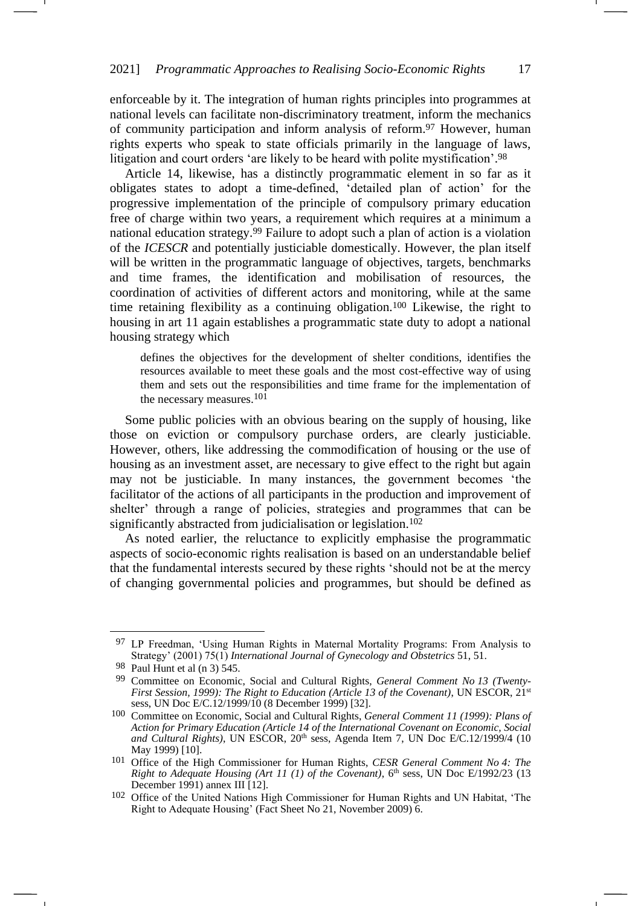enforceable by it. The integration of human rights principles into programmes at national levels can facilitate non-discriminatory treatment, inform the mechanics of community participation and inform analysis of reform.[97] However, human rights experts who speak to state officials primarily in the language of laws, litigation and court orders 'are likely to be heard with polite mystification'.[98]

Article 14, likewise, has a distinctly programmatic element in so far as it obligates states to adopt a time-defined, 'detailed plan of action' for the progressive implementation of the principle of compulsory primary education free of charge within two years, a requirement which requires at a minimum a national education strategy.[99] Failure to adopt such a plan of action is a violation of the *ICESCR* and potentially justiciable domestically. However, the plan itself will be written in the programmatic language of objectives, targets, benchmarks and time frames, the identification and mobilisation of resources, the coordination of activities of different actors and monitoring, while at the same time retaining flexibility as a continuing obligation.[100] Likewise, the right to housing in art 11 again establishes a programmatic state duty to adopt a national housing strategy which

> defines the objectives for the development of shelter conditions, identifies the resources available to meet these goals and the most cost-effective way of using them and sets out the responsibilities and time frame for the implementation of the necessary measures.[101]

Some public policies with an obvious bearing on the supply of housing, like those on eviction or compulsory purchase orders, are clearly justiciable. However, others, like addressing the commodification of housing or the use of housing as an investment asset, are necessary to give effect to the right but again may not be justiciable. In many instances, the government becomes 'the facilitator of the actions of all participants in the production and improvement of shelter' through a range of policies, strategies and programmes that can be significantly abstracted from judicialisation or legislation.[102]

As noted earlier, the reluctance to explicitly emphasise the programmatic aspects of socio-economic rights realisation is based on an understandable belief that the fundamental interests secured by these rights 'should not be at the mercy of changing governmental policies and programmes, but should be defined as

---

[97] LP Freedman, 'Using Human Rights in Maternal Mortality Programs: From Analysis to Strategy' (2001) 75(1) *International Journal of Gynecology and Obstetrics* 51, 51.

[98] Paul Hunt et al (n 3) 545.

[99] Committee on Economic, Social and Cultural Rights, *General Comment No 13 (Twenty-First Session, 1999): The Right to Education (Article 13 of the Covenant)*, UN ESCOR, 21st sess, UN Doc E/C.12/1999/10 (8 December 1999) [32].

[100] Committee on Economic, Social and Cultural Rights, *General Comment 11 (1999): Plans of Action for Primary Education (Article 14 of the International Covenant on Economic, Social and Cultural Rights)*, UN ESCOR, 20th sess, Agenda Item 7, UN Doc E/C.12/1999/4 (10 May 1999) [10].

[101] Office of the High Commissioner for Human Rights, *CESR General Comment No 4: The Right to Adequate Housing (Art 11 (1) of the Covenant)*, 6th sess, UN Doc E/1992/23 (13 December 1991) annex III [12].

[102] Office of the United Nations High Commissioner for Human Rights and UN Habitat, 'The Right to Adequate Housing' (Fact Sheet No 21, November 2009) 6.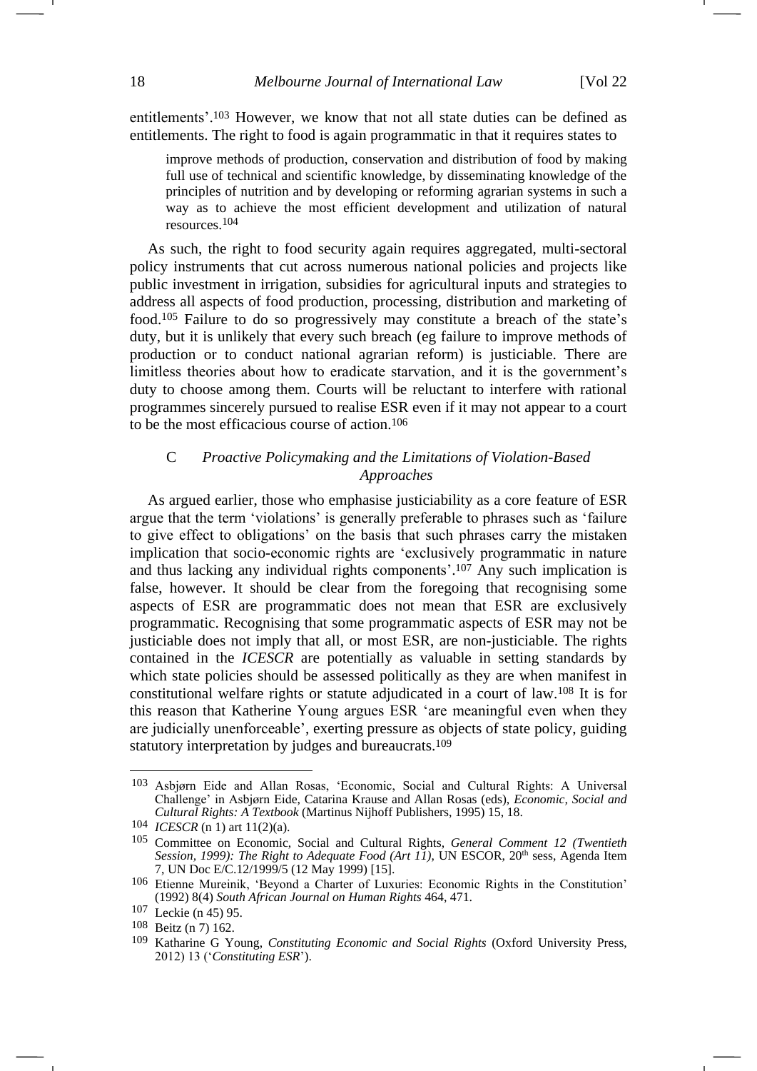entitlements'.[103] However, we know that not all state duties can be defined as entitlements. The right to food is again programmatic in that it requires states to

> improve methods of production, conservation and distribution of food by making full use of technical and scientific knowledge, by disseminating knowledge of the principles of nutrition and by developing or reforming agrarian systems in such a way as to achieve the most efficient development and utilization of natural resources.[104]

As such, the right to food security again requires aggregated, multi-sectoral policy instruments that cut across numerous national policies and projects like public investment in irrigation, subsidies for agricultural inputs and strategies to address all aspects of food production, processing, distribution and marketing of food.[105] Failure to do so progressively may constitute a breach of the state's duty, but it is unlikely that every such breach (eg failure to improve methods of production or to conduct national agrarian reform) is justiciable. There are limitless theories about how to eradicate starvation, and it is the government's duty to choose among them. Courts will be reluctant to interfere with rational programmes sincerely pursued to realise ESR even if it may not appear to a court to be the most efficacious course of action.[106]

### C *Proactive Policymaking and the Limitations of Violation-Based Approaches*

As argued earlier, those who emphasise justiciability as a core feature of ESR argue that the term 'violations' is generally preferable to phrases such as 'failure to give effect to obligations' on the basis that such phrases carry the mistaken implication that socio-economic rights are 'exclusively programmatic in nature and thus lacking any individual rights components'.[107] Any such implication is false, however. It should be clear from the foregoing that recognising some aspects of ESR are programmatic does not mean that ESR are exclusively programmatic. Recognising that some programmatic aspects of ESR may not be justiciable does not imply that all, or most ESR, are non-justiciable. The rights contained in the *ICESCR* are potentially as valuable in setting standards by which state policies should be assessed politically as they are when manifest in constitutional welfare rights or statute adjudicated in a court of law.[108] It is for this reason that Katherine Young argues ESR 'are meaningful even when they are judicially unenforceable', exerting pressure as objects of state policy, guiding statutory interpretation by judges and bureaucrats.[109]

---

[103] Asbjørn Eide and Allan Rosas, 'Economic, Social and Cultural Rights: A Universal Challenge' in Asbjørn Eide, Catarina Krause and Allan Rosas (eds), *Economic, Social and Cultural Rights: A Textbook* (Martinus Nijhoff Publishers, 1995) 15, 18.

[104] *ICESCR* (n 1) art 11(2)(a).

[105] Committee on Economic, Social and Cultural Rights, *General Comment 12 (Twentieth Session, 1999): The Right to Adequate Food (Art 11)*, UN ESCOR, 20th sess, Agenda Item 7, UN Doc E/C.12/1999/5 (12 May 1999) [15].

[106] Etienne Mureinik, 'Beyond a Charter of Luxuries: Economic Rights in the Constitution' (1992) 8(4) *South African Journal on Human Rights* 464, 471.

[107] Leckie (n 45) 95.

[108] Beitz (n 7) 162.

[109] Katharine G Young, *Constituting Economic and Social Rights* (Oxford University Press, 2012) 13 ('*Constituting ESR*').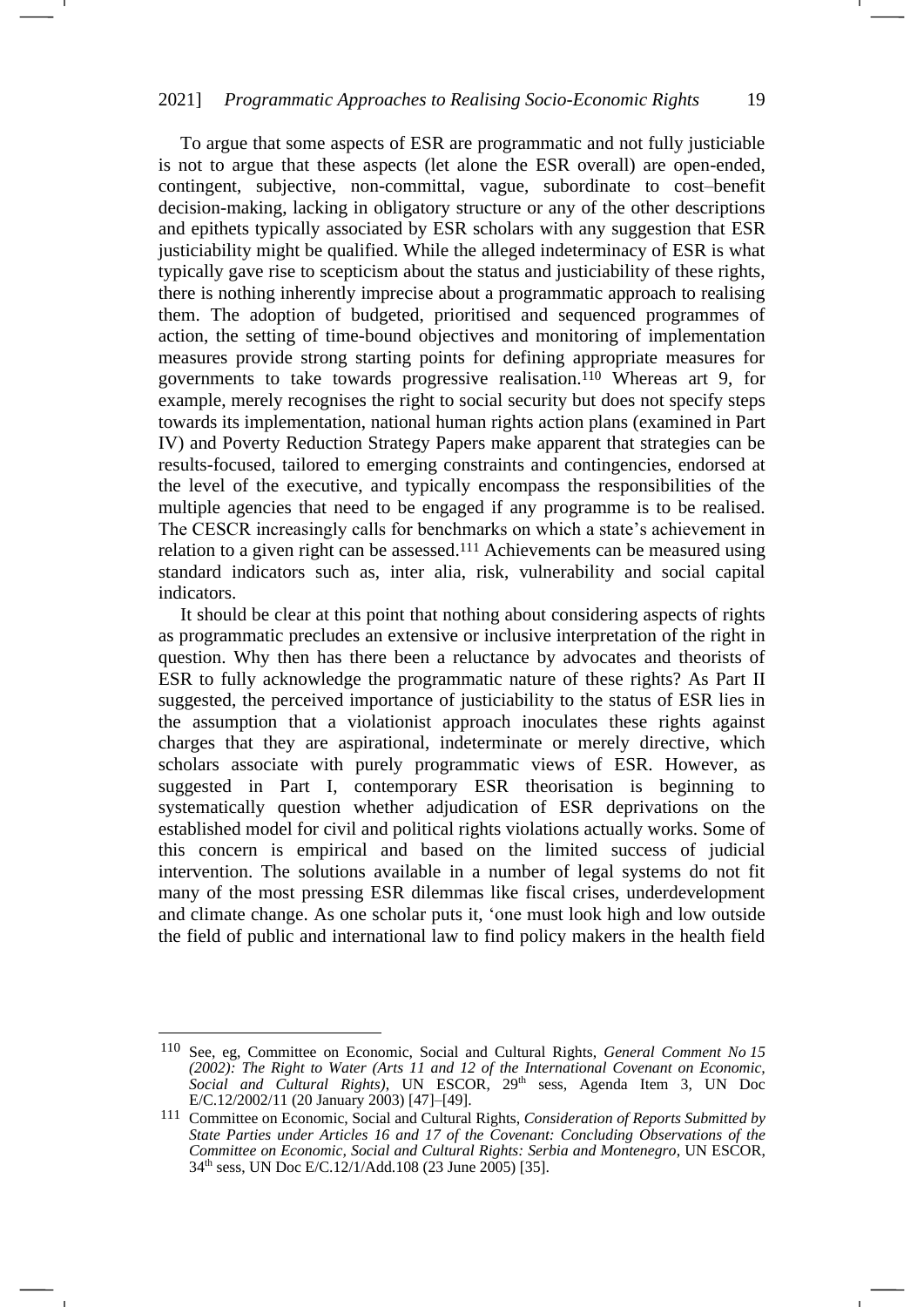To argue that some aspects of ESR are programmatic and not fully justiciable is not to argue that these aspects (let alone the ESR overall) are open-ended, contingent, subjective, non-committal, vague, subordinate to cost–benefit decision-making, lacking in obligatory structure or any of the other descriptions and epithets typically associated by ESR scholars with any suggestion that ESR justiciability might be qualified. While the alleged indeterminacy of ESR is what typically gave rise to scepticism about the status and justiciability of these rights, there is nothing inherently imprecise about a programmatic approach to realising them. The adoption of budgeted, prioritised and sequenced programmes of action, the setting of time-bound objectives and monitoring of implementation measures provide strong starting points for defining appropriate measures for governments to take towards progressive realisation.[110] Whereas art 9, for example, merely recognises the right to social security but does not specify steps towards its implementation, national human rights action plans (examined in Part IV) and Poverty Reduction Strategy Papers make apparent that strategies can be results-focused, tailored to emerging constraints and contingencies, endorsed at the level of the executive, and typically encompass the responsibilities of the multiple agencies that need to be engaged if any programme is to be realised. The CESCR increasingly calls for benchmarks on which a state's achievement in relation to a given right can be assessed.[111] Achievements can be measured using standard indicators such as, inter alia, risk, vulnerability and social capital indicators.

It should be clear at this point that nothing about considering aspects of rights as programmatic precludes an extensive or inclusive interpretation of the right in question. Why then has there been a reluctance by advocates and theorists of ESR to fully acknowledge the programmatic nature of these rights? As Part II suggested, the perceived importance of justiciability to the status of ESR lies in the assumption that a violationist approach inoculates these rights against charges that they are aspirational, indeterminate or merely directive, which scholars associate with purely programmatic views of ESR. However, as suggested in Part I, contemporary ESR theorisation is beginning to systematically question whether adjudication of ESR deprivations on the established model for civil and political rights violations actually works. Some of this concern is empirical and based on the limited success of judicial intervention. The solutions available in a number of legal systems do not fit many of the most pressing ESR dilemmas like fiscal crises, underdevelopment and climate change. As one scholar puts it, 'one must look high and low outside the field of public and international law to find policy makers in the health field

---

[110] See, eg, Committee on Economic, Social and Cultural Rights, *General Comment No 15 (2002): The Right to Water (Arts 11 and 12 of the International Covenant on Economic, Social and Cultural Rights)*, UN ESCOR, 29th sess, Agenda Item 3, UN Doc E/C.12/2002/11 (20 January 2003) [47]–[49].

[111] Committee on Economic, Social and Cultural Rights, *Consideration of Reports Submitted by State Parties under Articles 16 and 17 of the Covenant: Concluding Observations of the Committee on Economic, Social and Cultural Rights: Serbia and Montenegro*, UN ESCOR, 34th sess, UN Doc E/C.12/1/Add.108 (23 June 2005) [35].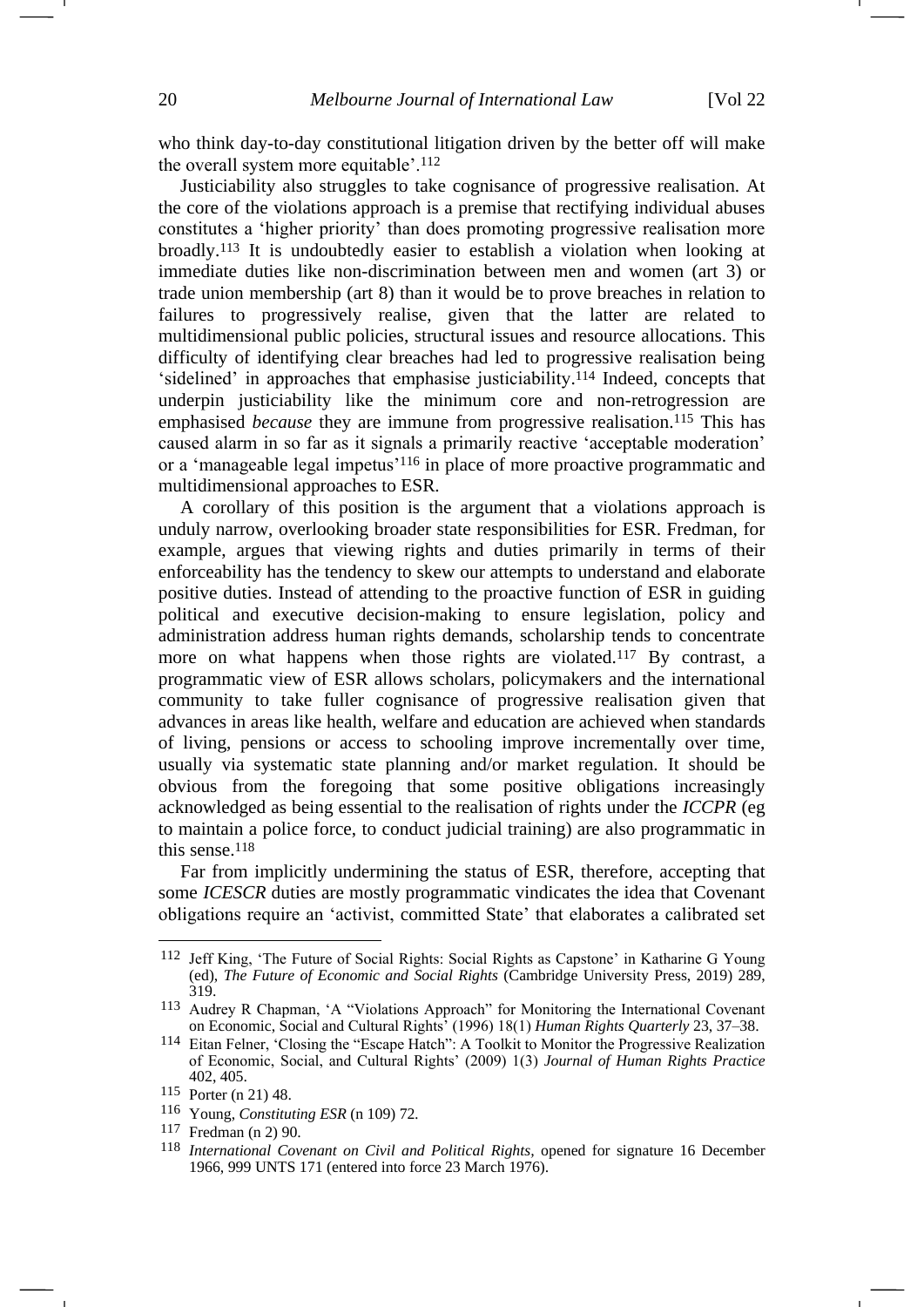who think day-to-day constitutional litigation driven by the better off will make the overall system more equitable'.[112]

Justiciability also struggles to take cognisance of progressive realisation. At the core of the violations approach is a premise that rectifying individual abuses constitutes a 'higher priority' than does promoting progressive realisation more broadly.[113] It is undoubtedly easier to establish a violation when looking at immediate duties like non-discrimination between men and women (art 3) or trade union membership (art 8) than it would be to prove breaches in relation to failures to progressively realise, given that the latter are related to multidimensional public policies, structural issues and resource allocations. This difficulty of identifying clear breaches had led to progressive realisation being 'sidelined' in approaches that emphasise justiciability.[114] Indeed, concepts that underpin justiciability like the minimum core and non-retrogression are emphasised *because* they are immune from progressive realisation.[115] This has caused alarm in so far as it signals a primarily reactive 'acceptable moderation' or a 'manageable legal impetus'[116] in place of more proactive programmatic and multidimensional approaches to ESR.

A corollary of this position is the argument that a violations approach is unduly narrow, overlooking broader state responsibilities for ESR. Fredman, for example, argues that viewing rights and duties primarily in terms of their enforceability has the tendency to skew our attempts to understand and elaborate positive duties. Instead of attending to the proactive function of ESR in guiding political and executive decision-making to ensure legislation, policy and administration address human rights demands, scholarship tends to concentrate more on what happens when those rights are violated.[117] By contrast, a programmatic view of ESR allows scholars, policymakers and the international community to take fuller cognisance of progressive realisation given that advances in areas like health, welfare and education are achieved when standards of living, pensions or access to schooling improve incrementally over time, usually via systematic state planning and/or market regulation. It should be obvious from the foregoing that some positive obligations increasingly acknowledged as being essential to the realisation of rights under the *ICCPR* (eg to maintain a police force, to conduct judicial training) are also programmatic in this sense.[118]

Far from implicitly undermining the status of ESR, therefore, accepting that some *ICESCR* duties are mostly programmatic vindicates the idea that Covenant obligations require an 'activist, committed State' that elaborates a calibrated set

---

[112] Jeff King, 'The Future of Social Rights: Social Rights as Capstone' in Katharine G Young (ed), *The Future of Economic and Social Rights* (Cambridge University Press, 2019) 289, 319.

[113] Audrey R Chapman, 'A "Violations Approach" for Monitoring the International Covenant on Economic, Social and Cultural Rights' (1996) 18(1) *Human Rights Quarterly* 23, 37–38.

[114] Eitan Felner, 'Closing the "Escape Hatch": A Toolkit to Monitor the Progressive Realization of Economic, Social, and Cultural Rights' (2009) 1(3) *Journal of Human Rights Practice* 402, 405.

[115] Porter (n 21) 48.

[116] Young, *Constituting ESR* (n 109) 72.

[117] Fredman (n 2) 90.

[118] *International Covenant on Civil and Political Rights*, opened for signature 16 December 1966, 999 UNTS 171 (entered into force 23 March 1976).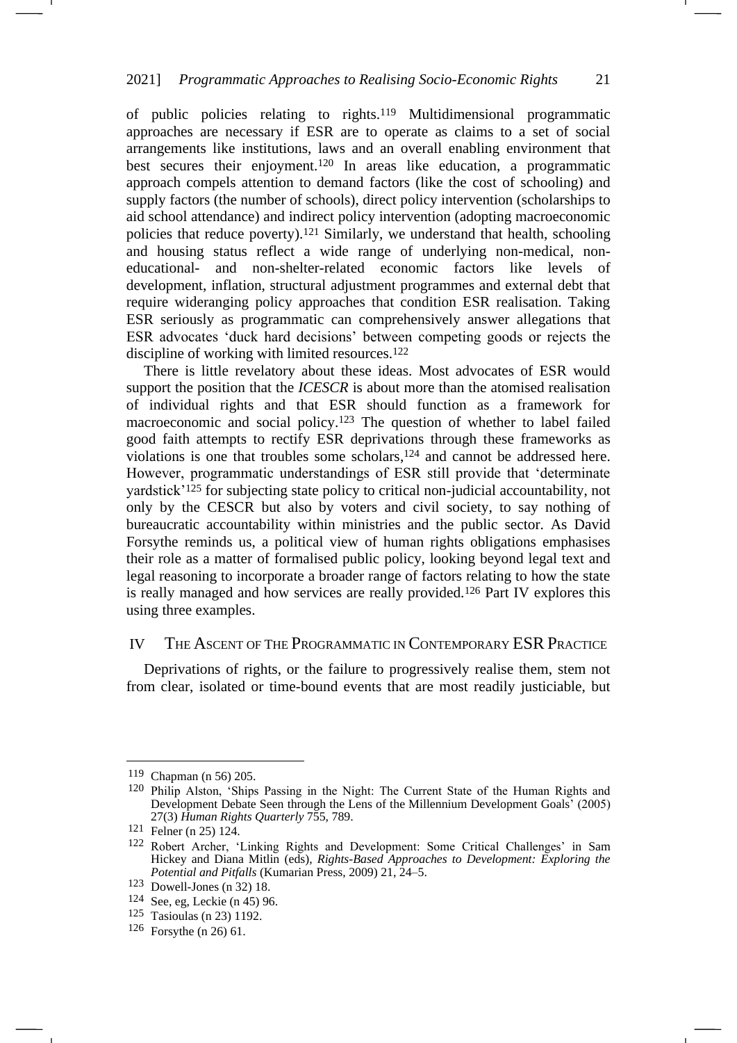of public policies relating to rights.[119] Multidimensional programmatic approaches are necessary if ESR are to operate as claims to a set of social arrangements like institutions, laws and an overall enabling environment that best secures their enjoyment.[120] In areas like education, a programmatic approach compels attention to demand factors (like the cost of schooling) and supply factors (the number of schools), direct policy intervention (scholarships to aid school attendance) and indirect policy intervention (adopting macroeconomic policies that reduce poverty).[121] Similarly, we understand that health, schooling and housing status reflect a wide range of underlying non-medical, non-educational- and non-shelter-related economic factors like levels of development, inflation, structural adjustment programmes and external debt that require wideranging policy approaches that condition ESR realisation. Taking ESR seriously as programmatic can comprehensively answer allegations that ESR advocates 'duck hard decisions' between competing goods or rejects the discipline of working with limited resources.[122]

There is little revelatory about these ideas. Most advocates of ESR would support the position that the *ICESCR* is about more than the atomised realisation of individual rights and that ESR should function as a framework for macroeconomic and social policy.[123] The question of whether to label failed good faith attempts to rectify ESR deprivations through these frameworks as violations is one that troubles some scholars,[124] and cannot be addressed here. However, programmatic understandings of ESR still provide that 'determinate yardstick'[125] for subjecting state policy to critical non-judicial accountability, not only by the CESCR but also by voters and civil society, to say nothing of bureaucratic accountability within ministries and the public sector. As David Forsythe reminds us, a political view of human rights obligations emphasises their role as a matter of formalised public policy, looking beyond legal text and legal reasoning to incorporate a broader range of factors relating to how the state is really managed and how services are really provided.[126] Part IV explores this using three examples.

## IV The Ascent of The Programmatic in Contemporary ESR Practice

Deprivations of rights, or the failure to progressively realise them, stem not from clear, isolated or time-bound events that are most readily justiciable, but

---

[119] Chapman (n 56) 205.

[120] Philip Alston, 'Ships Passing in the Night: The Current State of the Human Rights and Development Debate Seen through the Lens of the Millennium Development Goals' (2005) 27(3) *Human Rights Quarterly* 755, 789.

[121] Felner (n 25) 124.

[122] Robert Archer, 'Linking Rights and Development: Some Critical Challenges' in Sam Hickey and Diana Mitlin (eds), *Rights-Based Approaches to Development: Exploring the Potential and Pitfalls* (Kumarian Press, 2009) 21, 24–5.

[123] Dowell-Jones (n 32) 18.

[124] See, eg, Leckie (n 45) 96.

[125] Tasioulas (n 23) 1192.

[126] Forsythe (n 26) 61.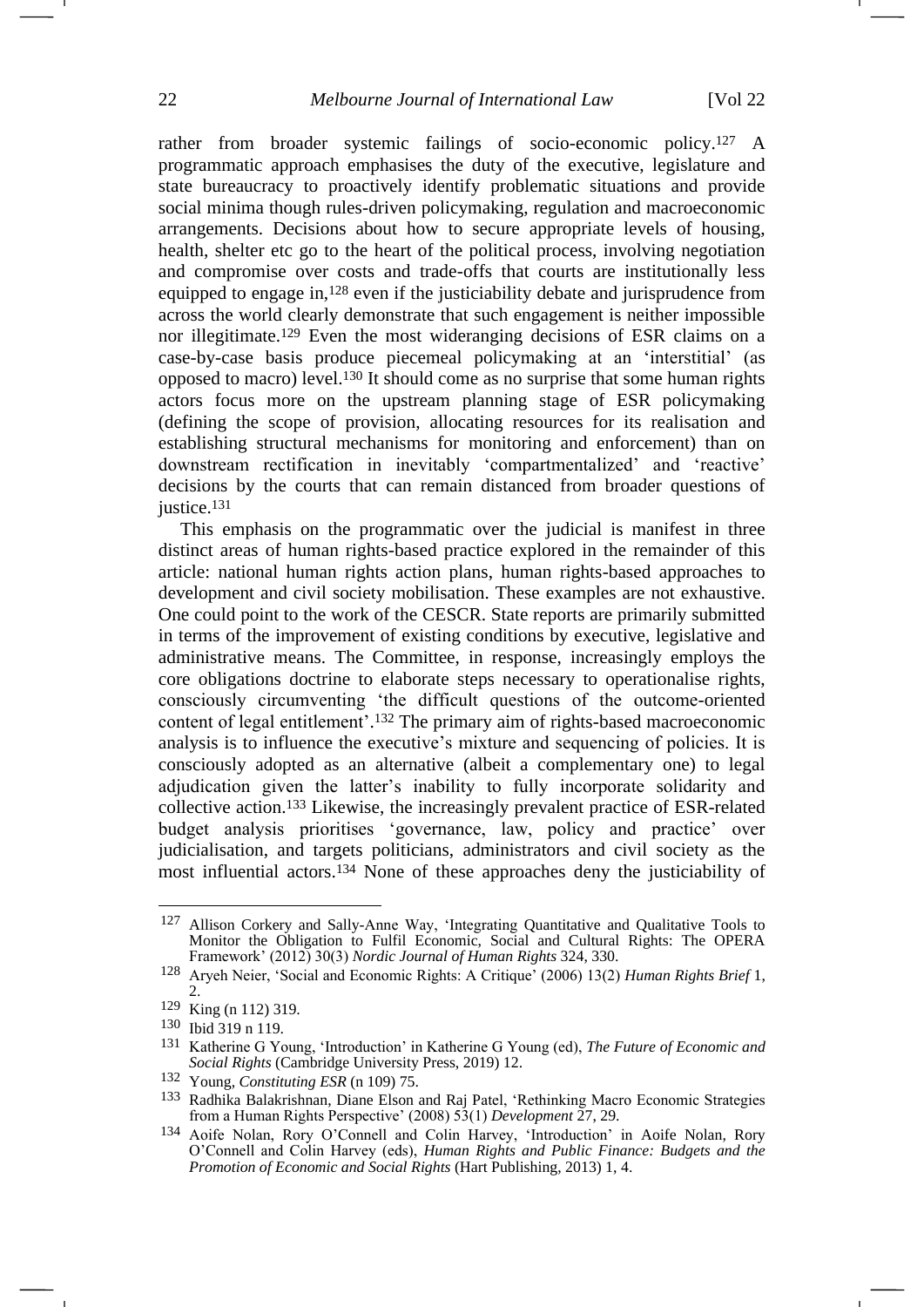rather from broader systemic failings of socio-economic policy.[127] A programmatic approach emphasises the duty of the executive, legislature and state bureaucracy to proactively identify problematic situations and provide social minima though rules-driven policymaking, regulation and macroeconomic arrangements. Decisions about how to secure appropriate levels of housing, health, shelter etc go to the heart of the political process, involving negotiation and compromise over costs and trade-offs that courts are institutionally less equipped to engage in,[128] even if the justiciability debate and jurisprudence from across the world clearly demonstrate that such engagement is neither impossible nor illegitimate.[129] Even the most wideranging decisions of ESR claims on a case-by-case basis produce piecemeal policymaking at an 'interstitial' (as opposed to macro) level.[130] It should come as no surprise that some human rights actors focus more on the upstream planning stage of ESR policymaking (defining the scope of provision, allocating resources for its realisation and establishing structural mechanisms for monitoring and enforcement) than on downstream rectification in inevitably 'compartmentalized' and 'reactive' decisions by the courts that can remain distanced from broader questions of justice.[131]

This emphasis on the programmatic over the judicial is manifest in three distinct areas of human rights-based practice explored in the remainder of this article: national human rights action plans, human rights-based approaches to development and civil society mobilisation. These examples are not exhaustive. One could point to the work of the CESCR. State reports are primarily submitted in terms of the improvement of existing conditions by executive, legislative and administrative means. The Committee, in response, increasingly employs the core obligations doctrine to elaborate steps necessary to operationalise rights, consciously circumventing 'the difficult questions of the outcome-oriented content of legal entitlement'.[132] The primary aim of rights-based macroeconomic analysis is to influence the executive's mixture and sequencing of policies. It is consciously adopted as an alternative (albeit a complementary one) to legal adjudication given the latter's inability to fully incorporate solidarity and collective action.[133] Likewise, the increasingly prevalent practice of ESR-related budget analysis prioritises 'governance, law, policy and practice' over judicialisation, and targets politicians, administrators and civil society as the most influential actors.[134] None of these approaches deny the justiciability of

---

[127] Allison Corkery and Sally-Anne Way, 'Integrating Quantitative and Qualitative Tools to Monitor the Obligation to Fulfil Economic, Social and Cultural Rights: The OPERA Framework' (2012) 30(3) *Nordic Journal of Human Rights* 324, 330.

[128] Aryeh Neier, 'Social and Economic Rights: A Critique' (2006) 13(2) *Human Rights Brief* 1, 2.

[129] King (n 112) 319.

[130] Ibid 319 n 119.

[131] Katherine G Young, 'Introduction' in Katherine G Young (ed), *The Future of Economic and Social Rights* (Cambridge University Press, 2019) 12.

[132] Young, *Constituting ESR* (n 109) 75.

[133] Radhika Balakrishnan, Diane Elson and Raj Patel, 'Rethinking Macro Economic Strategies from a Human Rights Perspective' (2008) 53(1) *Development* 27, 29.

[134] Aoife Nolan, Rory O'Connell and Colin Harvey, 'Introduction' in Aoife Nolan, Rory O'Connell and Colin Harvey (eds), *Human Rights and Public Finance: Budgets and the Promotion of Economic and Social Rights* (Hart Publishing, 2013) 1, 4.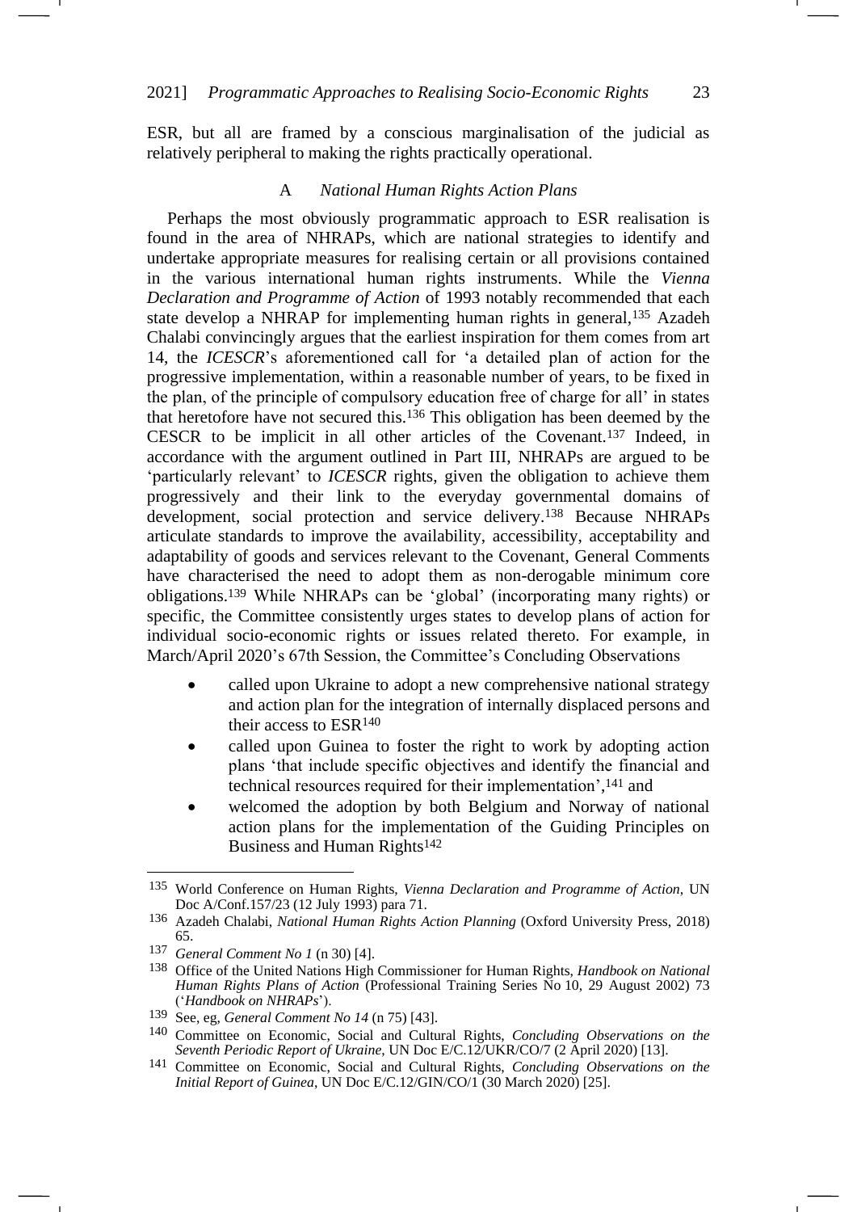ESR, but all are framed by a conscious marginalisation of the judicial as relatively peripheral to making the rights practically operational.

### A *National Human Rights Action Plans*

Perhaps the most obviously programmatic approach to ESR realisation is found in the area of NHRAPs, which are national strategies to identify and undertake appropriate measures for realising certain or all provisions contained in the various international human rights instruments. While the *Vienna Declaration and Programme of Action* of 1993 notably recommended that each state develop a NHRAP for implementing human rights in general,[135] Azadeh Chalabi convincingly argues that the earliest inspiration for them comes from art 14, the *ICESCR*'s aforementioned call for 'a detailed plan of action for the progressive implementation, within a reasonable number of years, to be fixed in the plan, of the principle of compulsory education free of charge for all' in states that heretofore have not secured this.[136] This obligation has been deemed by the CESCR to be implicit in all other articles of the Covenant.[137] Indeed, in accordance with the argument outlined in Part III, NHRAPs are argued to be 'particularly relevant' to *ICESCR* rights, given the obligation to achieve them progressively and their link to the everyday governmental domains of development, social protection and service delivery.[138] Because NHRAPs articulate standards to improve the availability, accessibility, acceptability and adaptability of goods and services relevant to the Covenant, General Comments have characterised the need to adopt them as non-derogable minimum core obligations.[139] While NHRAPs can be 'global' (incorporating many rights) or specific, the Committee consistently urges states to develop plans of action for individual socio-economic rights or issues related thereto. For example, in March/April 2020's 67th Session, the Committee's Concluding Observations

- called upon Ukraine to adopt a new comprehensive national strategy and action plan for the integration of internally displaced persons and their access to ESR[140]
- called upon Guinea to foster the right to work by adopting action plans 'that include specific objectives and identify the financial and technical resources required for their implementation',[141] and
- welcomed the adoption by both Belgium and Norway of national action plans for the implementation of the Guiding Principles on Business and Human Rights[142]

---

[135] World Conference on Human Rights, *Vienna Declaration and Programme of Action*, UN Doc A/Conf.157/23 (12 July 1993) para 71.

[136] Azadeh Chalabi, *National Human Rights Action Planning* (Oxford University Press, 2018) 65.

[137] *General Comment No 1* (n 30) [4].

[138] Office of the United Nations High Commissioner for Human Rights, *Handbook on National Human Rights Plans of Action* (Professional Training Series No 10, 29 August 2002) 73 ('*Handbook on NHRAPs*').

[139] See, eg, *General Comment No 14* (n 75) [43].

[140] Committee on Economic, Social and Cultural Rights, *Concluding Observations on the Seventh Periodic Report of Ukraine*, UN Doc E/C.12/UKR/CO/7 (2 April 2020) [13].

[141] Committee on Economic, Social and Cultural Rights, *Concluding Observations on the Initial Report of Guinea*, UN Doc E/C.12/GIN/CO/1 (30 March 2020) [25].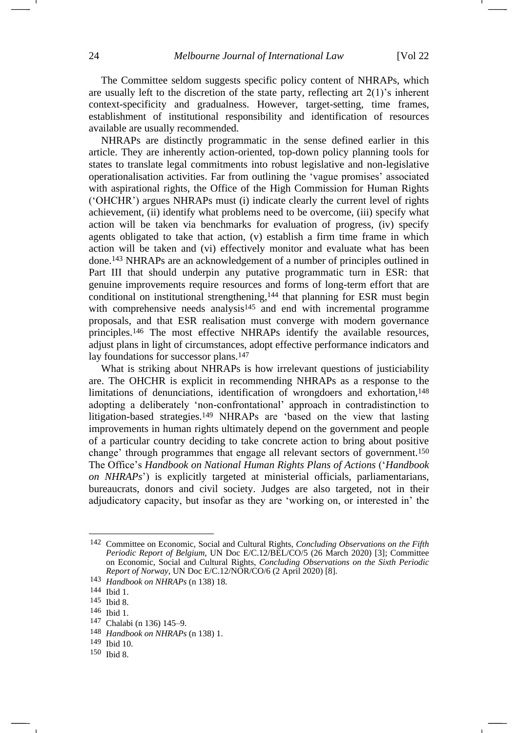The Committee seldom suggests specific policy content of NHRAPs, which are usually left to the discretion of the state party, reflecting art 2(1)'s inherent context-specificity and gradualness. However, target-setting, time frames, establishment of institutional responsibility and identification of resources available are usually recommended.

NHRAPs are distinctly programmatic in the sense defined earlier in this article. They are inherently action-oriented, top-down policy planning tools for states to translate legal commitments into robust legislative and non-legislative operationalisation activities. Far from outlining the 'vague promises' associated with aspirational rights, the Office of the High Commission for Human Rights ('OHCHR') argues NHRAPs must (i) indicate clearly the current level of rights achievement, (ii) identify what problems need to be overcome, (iii) specify what action will be taken via benchmarks for evaluation of progress, (iv) specify agents obligated to take that action, (v) establish a firm time frame in which action will be taken and (vi) effectively monitor and evaluate what has been done.[143] NHRAPs are an acknowledgement of a number of principles outlined in Part III that should underpin any putative programmatic turn in ESR: that genuine improvements require resources and forms of long-term effort that are conditional on institutional strengthening,[144] that planning for ESR must begin with comprehensive needs analysis[145] and end with incremental programme proposals, and that ESR realisation must converge with modern governance principles.[146] The most effective NHRAPs identify the available resources, adjust plans in light of circumstances, adopt effective performance indicators and lay foundations for successor plans.[147]

What is striking about NHRAPs is how irrelevant questions of justiciability are. The OHCHR is explicit in recommending NHRAPs as a response to the limitations of denunciations, identification of wrongdoers and exhortation,[148] adopting a deliberately 'non-confrontational' approach in contradistinction to litigation-based strategies.[149] NHRAPs are 'based on the view that lasting improvements in human rights ultimately depend on the government and people of a particular country deciding to take concrete action to bring about positive change' through programmes that engage all relevant sectors of government.[150] The Office's *Handbook on National Human Rights Plans of Actions* ('*Handbook on NHRAPs*') is explicitly targeted at ministerial officials, parliamentarians, bureaucrats, donors and civil society. Judges are also targeted, not in their adjudicatory capacity, but insofar as they are 'working on, or interested in' the

---

[142] Committee on Economic, Social and Cultural Rights, *Concluding Observations on the Fifth Periodic Report of Belgium*, UN Doc E/C.12/BEL/CO/5 (26 March 2020) [3]; Committee on Economic, Social and Cultural Rights, *Concluding Observations on the Sixth Periodic Report of Norway*, UN Doc E/C.12/NOR/CO/6 (2 April 2020) [8].

[143] *Handbook on NHRAPs* (n 138) 18.

[144] Ibid 1.

[145] Ibid 8.

[146] Ibid 1.

[147] Chalabi (n 136) 145–9.

[148] *Handbook on NHRAPs* (n 138) 1.

[149] Ibid 10.

[150] Ibid 8.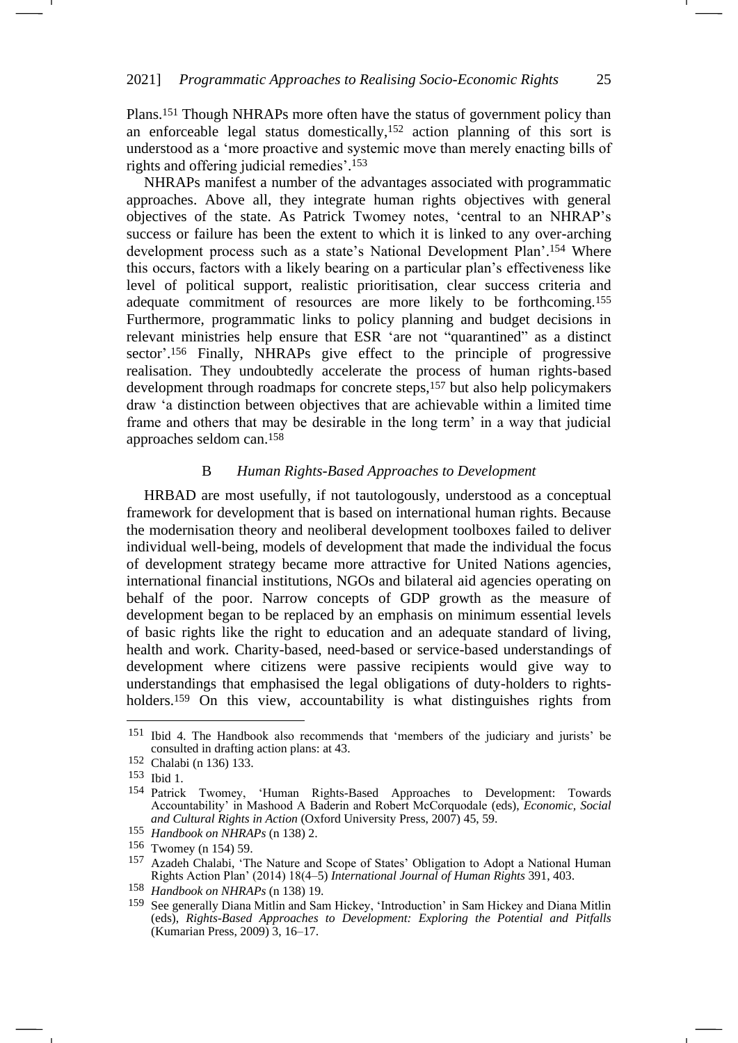Plans.[151] Though NHRAPs more often have the status of government policy than an enforceable legal status domestically,[152] action planning of this sort is understood as a 'more proactive and systemic move than merely enacting bills of rights and offering judicial remedies'.[153]

NHRAPs manifest a number of the advantages associated with programmatic approaches. Above all, they integrate human rights objectives with general objectives of the state. As Patrick Twomey notes, 'central to an NHRAP's success or failure has been the extent to which it is linked to any over-arching development process such as a state's National Development Plan'.[154] Where this occurs, factors with a likely bearing on a particular plan's effectiveness like level of political support, realistic prioritisation, clear success criteria and adequate commitment of resources are more likely to be forthcoming.[155] Furthermore, programmatic links to policy planning and budget decisions in relevant ministries help ensure that ESR 'are not "quarantined" as a distinct sector'.[156] Finally, NHRAPs give effect to the principle of progressive realisation. They undoubtedly accelerate the process of human rights-based development through roadmaps for concrete steps,[157] but also help policymakers draw 'a distinction between objectives that are achievable within a limited time frame and others that may be desirable in the long term' in a way that judicial approaches seldom can.[158]

### B *Human Rights-Based Approaches to Development*

HRBAD are most usefully, if not tautologously, understood as a conceptual framework for development that is based on international human rights. Because the modernisation theory and neoliberal development toolboxes failed to deliver individual well-being, models of development that made the individual the focus of development strategy became more attractive for United Nations agencies, international financial institutions, NGOs and bilateral aid agencies operating on behalf of the poor. Narrow concepts of GDP growth as the measure of development began to be replaced by an emphasis on minimum essential levels of basic rights like the right to education and an adequate standard of living, health and work. Charity-based, need-based or service-based understandings of development where citizens were passive recipients would give way to understandings that emphasised the legal obligations of duty-holders to rights-holders.[159] On this view, accountability is what distinguishes rights from

---

[151] Ibid 4. The Handbook also recommends that 'members of the judiciary and jurists' be consulted in drafting action plans: at 43.

[152] Chalabi (n 136) 133.

[153] Ibid 1.

[154] Patrick Twomey, 'Human Rights-Based Approaches to Development: Towards Accountability' in Mashood A Baderin and Robert McCorquodale (eds), *Economic, Social and Cultural Rights in Action* (Oxford University Press, 2007) 45, 59.

[155] *Handbook on NHRAPs* (n 138) 2.

[156] Twomey (n 154) 59.

[157] Azadeh Chalabi, 'The Nature and Scope of States' Obligation to Adopt a National Human Rights Action Plan' (2014) 18(4–5) *International Journal of Human Rights* 391, 403.

[158] *Handbook on NHRAPs* (n 138) 19.

[159] See generally Diana Mitlin and Sam Hickey, 'Introduction' in Sam Hickey and Diana Mitlin (eds), *Rights-Based Approaches to Development: Exploring the Potential and Pitfalls* (Kumarian Press, 2009) 3, 16–17.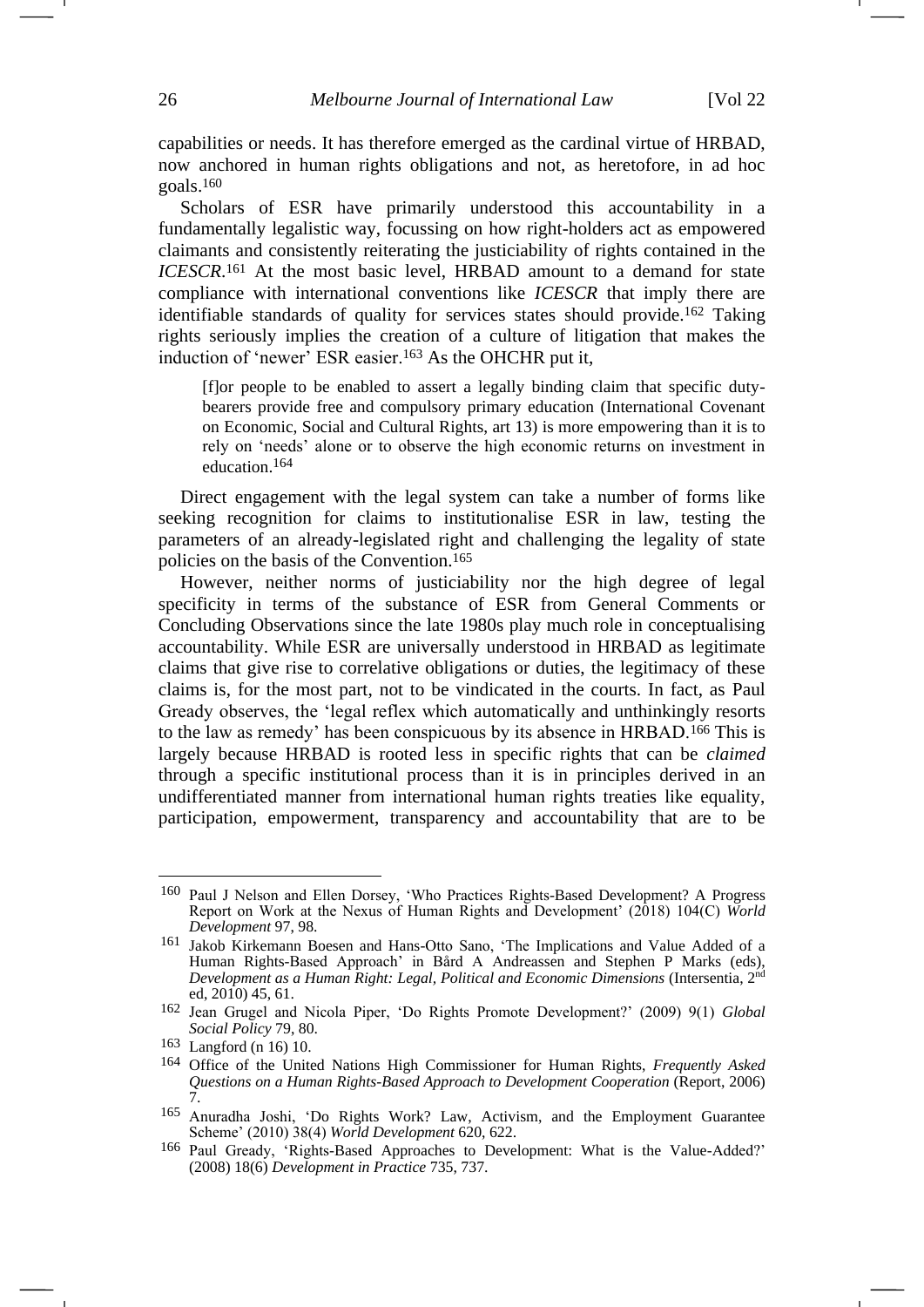capabilities or needs. It has therefore emerged as the cardinal virtue of HRBAD, now anchored in human rights obligations and not, as heretofore, in ad hoc goals.[160]

Scholars of ESR have primarily understood this accountability in a fundamentally legalistic way, focussing on how right-holders act as empowered claimants and consistently reiterating the justiciability of rights contained in the *ICESCR*.[161] At the most basic level, HRBAD amount to a demand for state compliance with international conventions like *ICESCR* that imply there are identifiable standards of quality for services states should provide.[162] Taking rights seriously implies the creation of a culture of litigation that makes the induction of 'newer' ESR easier.[163] As the OHCHR put it,

> [f]or people to be enabled to assert a legally binding claim that specific duty-bearers provide free and compulsory primary education (International Covenant on Economic, Social and Cultural Rights, art 13) is more empowering than it is to rely on 'needs' alone or to observe the high economic returns on investment in education.[164]

Direct engagement with the legal system can take a number of forms like seeking recognition for claims to institutionalise ESR in law, testing the parameters of an already-legislated right and challenging the legality of state policies on the basis of the Convention.[165]

However, neither norms of justiciability nor the high degree of legal specificity in terms of the substance of ESR from General Comments or Concluding Observations since the late 1980s play much role in conceptualising accountability. While ESR are universally understood in HRBAD as legitimate claims that give rise to correlative obligations or duties, the legitimacy of these claims is, for the most part, not to be vindicated in the courts. In fact, as Paul Gready observes, the 'legal reflex which automatically and unthinkingly resorts to the law as remedy' has been conspicuous by its absence in HRBAD.[166] This is largely because HRBAD is rooted less in specific rights that can be *claimed* through a specific institutional process than it is in principles derived in an undifferentiated manner from international human rights treaties like equality, participation, empowerment, transparency and accountability that are to be

---

[160] Paul J Nelson and Ellen Dorsey, 'Who Practices Rights-Based Development? A Progress Report on Work at the Nexus of Human Rights and Development' (2018) 104(C) *World Development* 97, 98.

[161] Jakob Kirkemann Boesen and Hans-Otto Sano, 'The Implications and Value Added of a Human Rights-Based Approach' in Bård A Andreassen and Stephen P Marks (eds), *Development as a Human Right: Legal, Political and Economic Dimensions* (Intersentia, 2nd ed, 2010) 45, 61.

[162] Jean Grugel and Nicola Piper, 'Do Rights Promote Development?' (2009) 9(1) *Global Social Policy* 79, 80.

[163] Langford (n 16) 10.

[164] Office of the United Nations High Commissioner for Human Rights, *Frequently Asked Questions on a Human Rights-Based Approach to Development Cooperation* (Report, 2006) 7.

[165] Anuradha Joshi, 'Do Rights Work? Law, Activism, and the Employment Guarantee Scheme' (2010) 38(4) *World Development* 620, 622.

[166] Paul Gready, 'Rights-Based Approaches to Development: What is the Value-Added?' (2008) 18(6) *Development in Practice* 735, 737.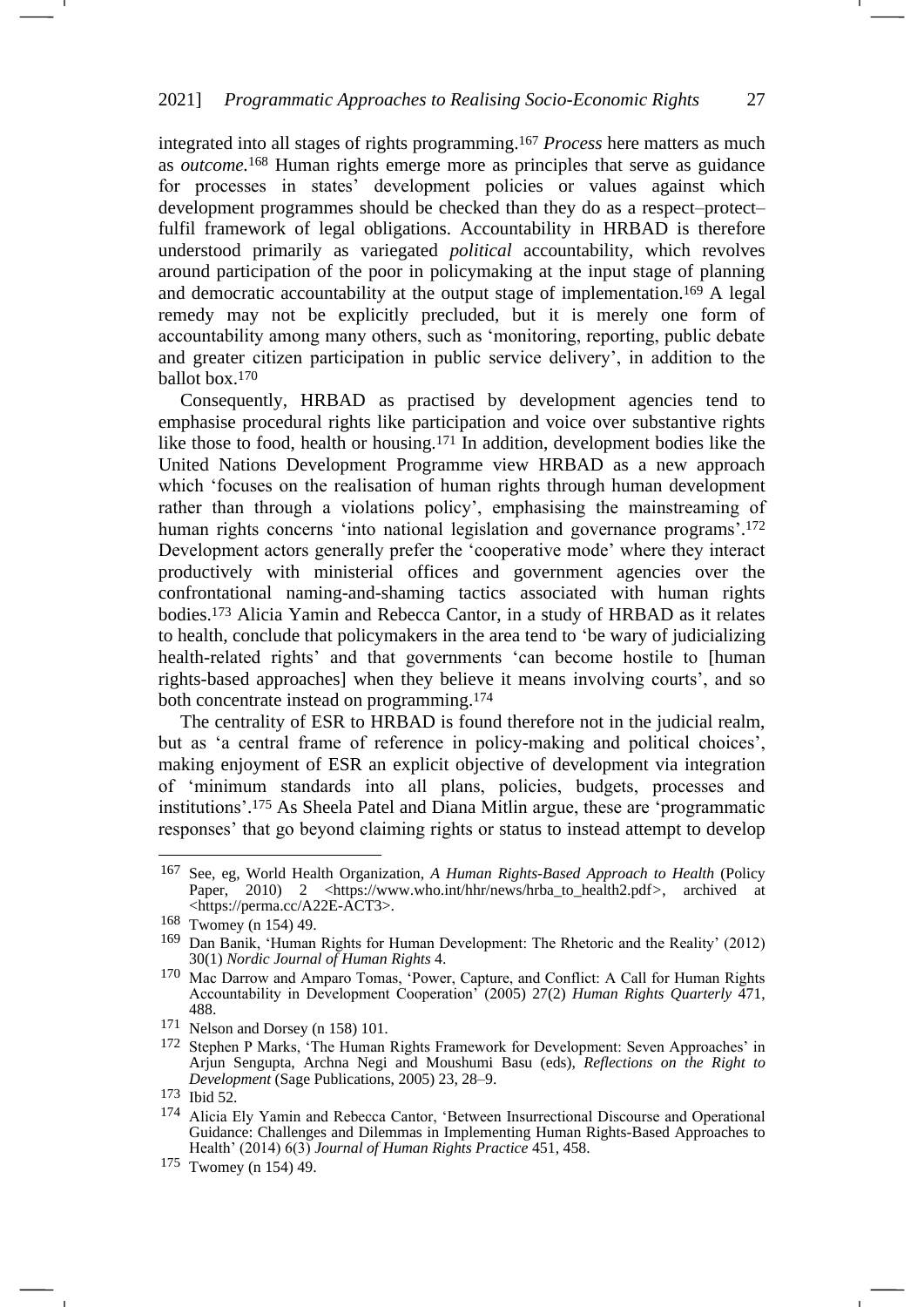integrated into all stages of rights programming.[167] *Process* here matters as much as *outcome*.[168] Human rights emerge more as principles that serve as guidance for processes in states' development policies or values against which development programmes should be checked than they do as a respect–protect–fulfil framework of legal obligations. Accountability in HRBAD is therefore understood primarily as variegated *political* accountability, which revolves around participation of the poor in policymaking at the input stage of planning and democratic accountability at the output stage of implementation.[169] A legal remedy may not be explicitly precluded, but it is merely one form of accountability among many others, such as 'monitoring, reporting, public debate and greater citizen participation in public service delivery', in addition to the ballot box.[170]

Consequently, HRBAD as practised by development agencies tend to emphasise procedural rights like participation and voice over substantive rights like those to food, health or housing.[171] In addition, development bodies like the United Nations Development Programme view HRBAD as a new approach which 'focuses on the realisation of human rights through human development rather than through a violations policy', emphasising the mainstreaming of human rights concerns 'into national legislation and governance programs'.[172] Development actors generally prefer the 'cooperative mode' where they interact productively with ministerial offices and government agencies over the confrontational naming-and-shaming tactics associated with human rights bodies.[173] Alicia Yamin and Rebecca Cantor, in a study of HRBAD as it relates to health, conclude that policymakers in the area tend to 'be wary of judicializing health-related rights' and that governments 'can become hostile to [human rights-based approaches] when they believe it means involving courts', and so both concentrate instead on programming.[174]

The centrality of ESR to HRBAD is found therefore not in the judicial realm, but as 'a central frame of reference in policy-making and political choices', making enjoyment of ESR an explicit objective of development via integration of 'minimum standards into all plans, policies, budgets, processes and institutions'.[175] As Sheela Patel and Diana Mitlin argue, these are 'programmatic responses' that go beyond claiming rights or status to instead attempt to develop

---

[167] See, eg, World Health Organization, *A Human Rights-Based Approach to Health* (Policy Paper, 2010) 2 <https://www.who.int/hhr/news/hrba_to_health2.pdf>, archived at <https://perma.cc/A22E-ACT3>.

[168] Twomey (n 154) 49.

[169] Dan Banik, 'Human Rights for Human Development: The Rhetoric and the Reality' (2012) 30(1) *Nordic Journal of Human Rights* 4.

[170] Mac Darrow and Amparo Tomas, 'Power, Capture, and Conflict: A Call for Human Rights Accountability in Development Cooperation' (2005) 27(2) *Human Rights Quarterly* 471, 488.

[171] Nelson and Dorsey (n 158) 101.

[172] Stephen P Marks, 'The Human Rights Framework for Development: Seven Approaches' in Arjun Sengupta, Archna Negi and Moushumi Basu (eds), *Reflections on the Right to Development* (Sage Publications, 2005) 23, 28–9.

[173] Ibid 52.

[174] Alicia Ely Yamin and Rebecca Cantor, 'Between Insurrectional Discourse and Operational Guidance: Challenges and Dilemmas in Implementing Human Rights-Based Approaches to Health' (2014) 6(3) *Journal of Human Rights Practice* 451, 458.

[175] Twomey (n 154) 49.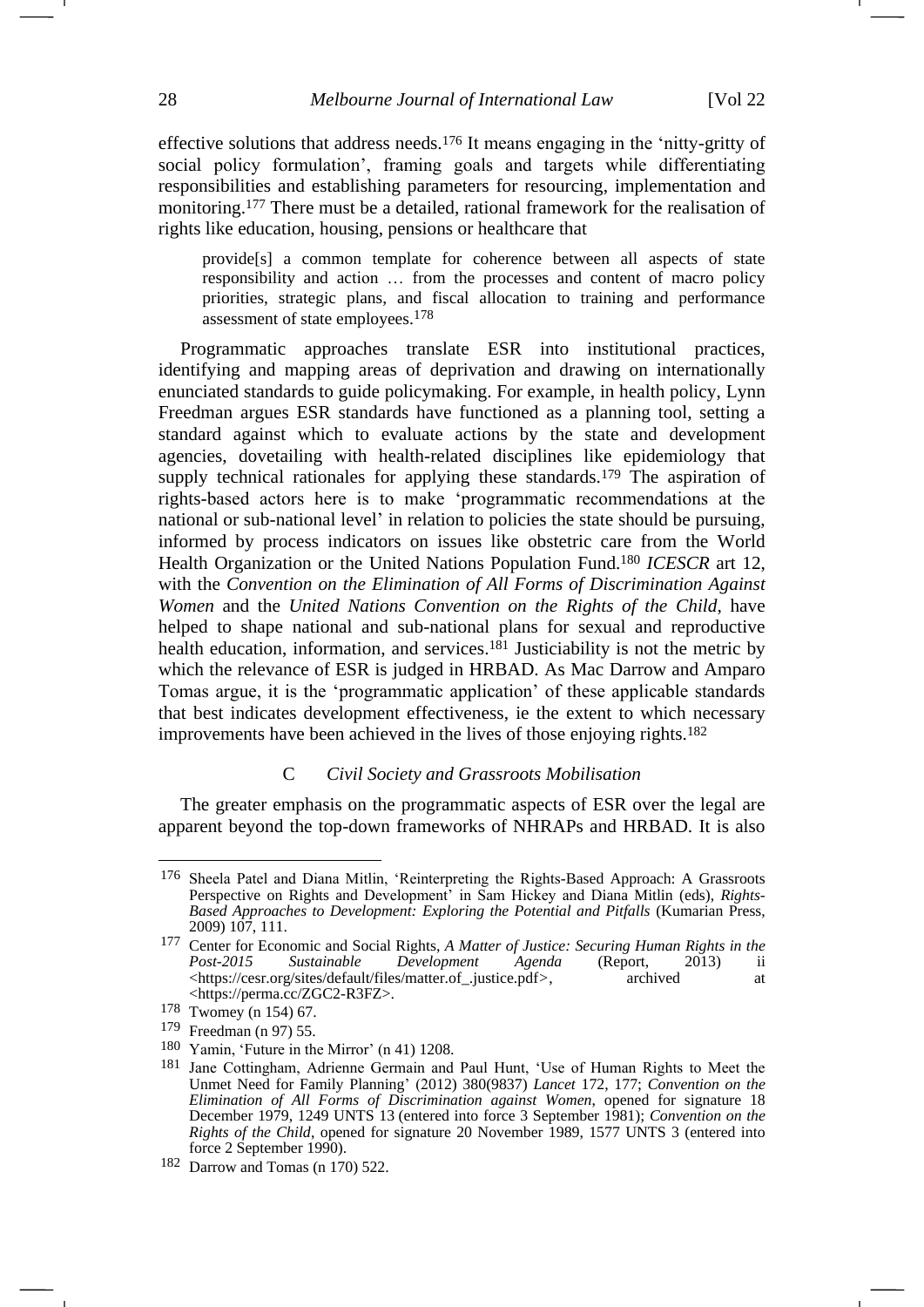effective solutions that address needs.[176] It means engaging in the 'nitty-gritty of social policy formulation', framing goals and targets while differentiating responsibilities and establishing parameters for resourcing, implementation and monitoring.[177] There must be a detailed, rational framework for the realisation of rights like education, housing, pensions or healthcare that

> provide[s] a common template for coherence between all aspects of state responsibility and action … from the processes and content of macro policy priorities, strategic plans, and fiscal allocation to training and performance assessment of state employees.[178]

Programmatic approaches translate ESR into institutional practices, identifying and mapping areas of deprivation and drawing on internationally enunciated standards to guide policymaking. For example, in health policy, Lynn Freedman argues ESR standards have functioned as a planning tool, setting a standard against which to evaluate actions by the state and development agencies, dovetailing with health-related disciplines like epidemiology that supply technical rationales for applying these standards.[179] The aspiration of rights-based actors here is to make 'programmatic recommendations at the national or sub-national level' in relation to policies the state should be pursuing, informed by process indicators on issues like obstetric care from the World Health Organization or the United Nations Population Fund.[180] *ICESCR* art 12, with the *Convention on the Elimination of All Forms of Discrimination Against Women* and the *United Nations Convention on the Rights of the Child*, have helped to shape national and sub-national plans for sexual and reproductive health education, information, and services.[181] Justiciability is not the metric by which the relevance of ESR is judged in HRBAD. As Mac Darrow and Amparo Tomas argue, it is the 'programmatic application' of these applicable standards that best indicates development effectiveness, ie the extent to which necessary improvements have been achieved in the lives of those enjoying rights.[182]

### C *Civil Society and Grassroots Mobilisation*

The greater emphasis on the programmatic aspects of ESR over the legal are apparent beyond the top-down frameworks of NHRAPs and HRBAD. It is also

---

[176] Sheela Patel and Diana Mitlin, 'Reinterpreting the Rights-Based Approach: A Grassroots Perspective on Rights and Development' in Sam Hickey and Diana Mitlin (eds), *Rights-Based Approaches to Development: Exploring the Potential and Pitfalls* (Kumarian Press, 2009) 107, 111.

[177] Center for Economic and Social Rights, *A Matter of Justice: Securing Human Rights in the Post-2015 Sustainable Development Agenda* (Report, 2013) ii <https://cesr.org/sites/default/files/matter.of_.justice.pdf>, archived at <https://perma.cc/ZGC2-R3FZ>.

[178] Twomey (n 154) 67.

[179] Freedman (n 97) 55.

[180] Yamin, 'Future in the Mirror' (n 41) 1208.

[181] Jane Cottingham, Adrienne Germain and Paul Hunt, 'Use of Human Rights to Meet the Unmet Need for Family Planning' (2012) 380(9837) *Lancet* 172, 177; *Convention on the Elimination of All Forms of Discrimination against Women*, opened for signature 18 December 1979, 1249 UNTS 13 (entered into force 3 September 1981); *Convention on the Rights of the Child*, opened for signature 20 November 1989, 1577 UNTS 3 (entered into force 2 September 1990).

[182] Darrow and Tomas (n 170) 522.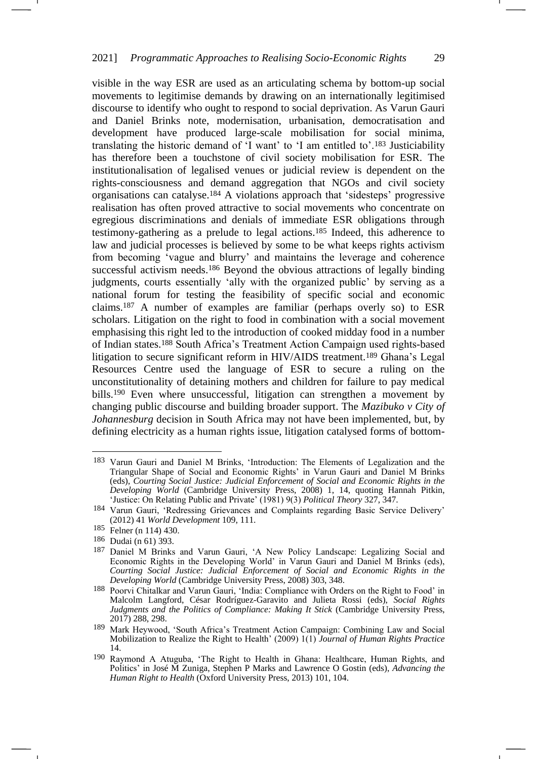visible in the way ESR are used as an articulating schema by bottom-up social movements to legitimise demands by drawing on an internationally legitimised discourse to identify who ought to respond to social deprivation. As Varun Gauri and Daniel Brinks note, modernisation, urbanisation, democratisation and development have produced large-scale mobilisation for social minima, translating the historic demand of 'I want' to 'I am entitled to'.[183] Justiciability has therefore been a touchstone of civil society mobilisation for ESR. The institutionalisation of legalised venues or judicial review is dependent on the rights-consciousness and demand aggregation that NGOs and civil society organisations can catalyse.[184] A violations approach that 'sidesteps' progressive realisation has often proved attractive to social movements who concentrate on egregious discriminations and denials of immediate ESR obligations through testimony-gathering as a prelude to legal actions.[185] Indeed, this adherence to law and judicial processes is believed by some to be what keeps rights activism from becoming 'vague and blurry' and maintains the leverage and coherence successful activism needs.[186] Beyond the obvious attractions of legally binding judgments, courts essentially 'ally with the organized public' by serving as a national forum for testing the feasibility of specific social and economic claims.[187] A number of examples are familiar (perhaps overly so) to ESR scholars. Litigation on the right to food in combination with a social movement emphasising this right led to the introduction of cooked midday food in a number of Indian states.[188] South Africa's Treatment Action Campaign used rights-based litigation to secure significant reform in HIV/AIDS treatment.[189] Ghana's Legal Resources Centre used the language of ESR to secure a ruling on the unconstitutionality of detaining mothers and children for failure to pay medical bills.[190] Even where unsuccessful, litigation can strengthen a movement by changing public discourse and building broader support. The *Mazibuko v City of Johannesburg* decision in South Africa may not have been implemented, but, by defining electricity as a human rights issue, litigation catalysed forms of bottom-

---

[183] Varun Gauri and Daniel M Brinks, 'Introduction: The Elements of Legalization and the Triangular Shape of Social and Economic Rights' in Varun Gauri and Daniel M Brinks (eds), *Courting Social Justice: Judicial Enforcement of Social and Economic Rights in the Developing World* (Cambridge University Press, 2008) 1, 14, quoting Hannah Pitkin, 'Justice: On Relating Public and Private' (1981) 9(3) *Political Theory* 327, 347.

[184] Varun Gauri, 'Redressing Grievances and Complaints regarding Basic Service Delivery' (2012) 41 *World Development* 109, 111.

[185] Felner (n 114) 430.

[186] Dudai (n 61) 393.

[187] Daniel M Brinks and Varun Gauri, 'A New Policy Landscape: Legalizing Social and Economic Rights in the Developing World' in Varun Gauri and Daniel M Brinks (eds), *Courting Social Justice: Judicial Enforcement of Social and Economic Rights in the Developing World* (Cambridge University Press, 2008) 303, 348.

[188] Poorvi Chitalkar and Varun Gauri, 'India: Compliance with Orders on the Right to Food' in Malcolm Langford, César Rodríguez-Garavito and Julieta Rossi (eds), *Social Rights Judgments and the Politics of Compliance: Making It Stick* (Cambridge University Press, 2017) 288, 298.

[189] Mark Heywood, 'South Africa's Treatment Action Campaign: Combining Law and Social Mobilization to Realize the Right to Health' (2009) 1(1) *Journal of Human Rights Practice* 14.

[190] Raymond A Atuguba, 'The Right to Health in Ghana: Healthcare, Human Rights, and Politics' in José M Zuniga, Stephen P Marks and Lawrence O Gostin (eds), *Advancing the Human Right to Health* (Oxford University Press, 2013) 101, 104.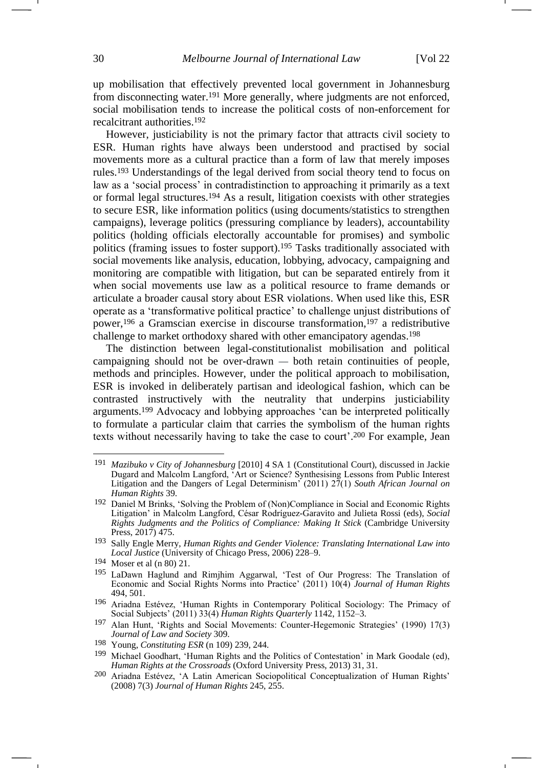up mobilisation that effectively prevented local government in Johannesburg from disconnecting water.[191] More generally, where judgments are not enforced, social mobilisation tends to increase the political costs of non-enforcement for recalcitrant authorities.[192]

However, justiciability is not the primary factor that attracts civil society to ESR. Human rights have always been understood and practised by social movements more as a cultural practice than a form of law that merely imposes rules.[193] Understandings of the legal derived from social theory tend to focus on law as a 'social process' in contradistinction to approaching it primarily as a text or formal legal structures.[194] As a result, litigation coexists with other strategies to secure ESR, like information politics (using documents/statistics to strengthen campaigns), leverage politics (pressuring compliance by leaders), accountability politics (holding officials electorally accountable for promises) and symbolic politics (framing issues to foster support).[195] Tasks traditionally associated with social movements like analysis, education, lobbying, advocacy, campaigning and monitoring are compatible with litigation, but can be separated entirely from it when social movements use law as a political resource to frame demands or articulate a broader causal story about ESR violations. When used like this, ESR operate as a 'transformative political practice' to challenge unjust distributions of power,[196] a Gramscian exercise in discourse transformation,[197] a redistributive challenge to market orthodoxy shared with other emancipatory agendas.[198]

The distinction between legal-constitutionalist mobilisation and political campaigning should not be over-drawn — both retain continuities of people, methods and principles. However, under the political approach to mobilisation, ESR is invoked in deliberately partisan and ideological fashion, which can be contrasted instructively with the neutrality that underpins justiciability arguments.[199] Advocacy and lobbying approaches 'can be interpreted politically to formulate a particular claim that carries the symbolism of the human rights texts without necessarily having to take the case to court'.[200] For example, Jean

---

[191] *Mazibuko v City of Johannesburg* [2010] 4 SA 1 (Constitutional Court), discussed in Jackie Dugard and Malcolm Langford, 'Art or Science? Synthesising Lessons from Public Interest Litigation and the Dangers of Legal Determinism' (2011) 27(1) *South African Journal on Human Rights* 39.

[192] Daniel M Brinks, 'Solving the Problem of (Non)Compliance in Social and Economic Rights Litigation' in Malcolm Langford, César Rodríguez-Garavito and Julieta Rossi (eds), *Social Rights Judgments and the Politics of Compliance: Making It Stick* (Cambridge University Press, 2017) 475.

[193] Sally Engle Merry, *Human Rights and Gender Violence: Translating International Law into Local Justice* (University of Chicago Press, 2006) 228–9.

[194] Moser et al (n 80) 21.

[195] LaDawn Haglund and Rimjhim Aggarwal, 'Test of Our Progress: The Translation of Economic and Social Rights Norms into Practice' (2011) 10(4) *Journal of Human Rights* 494, 501.

[196] Ariadna Estévez, 'Human Rights in Contemporary Political Sociology: The Primacy of Social Subjects' (2011) 33(4) *Human Rights Quarterly* 1142, 1152–3.

[197] Alan Hunt, 'Rights and Social Movements: Counter-Hegemonic Strategies' (1990) 17(3) *Journal of Law and Society* 309.

[198] Young, *Constituting ESR* (n 109) 239, 244.

[199] Michael Goodhart, 'Human Rights and the Politics of Contestation' in Mark Goodale (ed), *Human Rights at the Crossroads* (Oxford University Press, 2013) 31, 31.

[200] Ariadna Estévez, 'A Latin American Sociopolitical Conceptualization of Human Rights' (2008) 7(3) *Journal of Human Rights* 245, 255.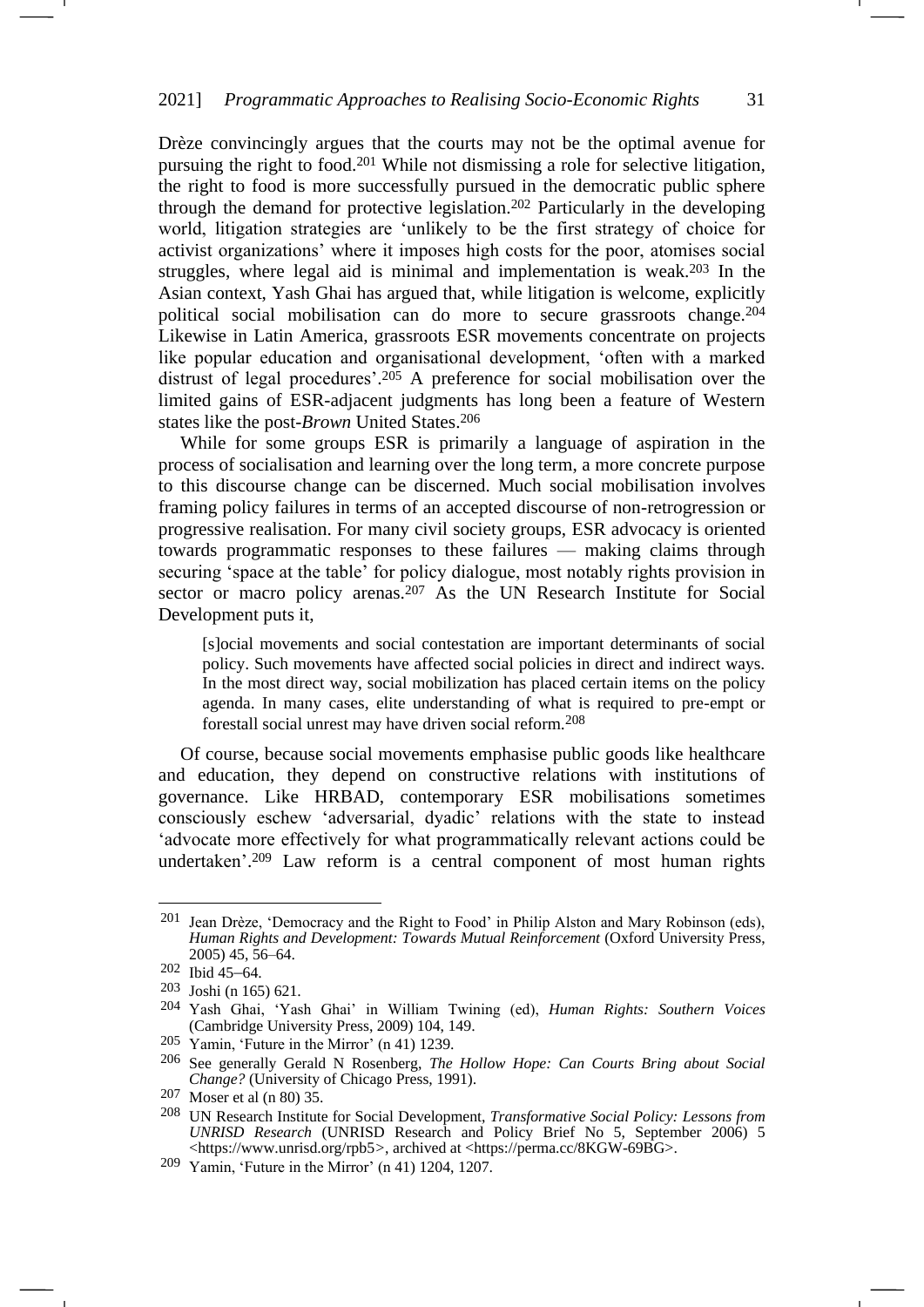Drèze convincingly argues that the courts may not be the optimal avenue for pursuing the right to food.[201] While not dismissing a role for selective litigation, the right to food is more successfully pursued in the democratic public sphere through the demand for protective legislation.[202] Particularly in the developing world, litigation strategies are 'unlikely to be the first strategy of choice for activist organizations' where it imposes high costs for the poor, atomises social struggles, where legal aid is minimal and implementation is weak.[203] In the Asian context, Yash Ghai has argued that, while litigation is welcome, explicitly political social mobilisation can do more to secure grassroots change.[204] Likewise in Latin America, grassroots ESR movements concentrate on projects like popular education and organisational development, 'often with a marked distrust of legal procedures'.[205] A preference for social mobilisation over the limited gains of ESR-adjacent judgments has long been a feature of Western states like the post-*Brown* United States.[206]

While for some groups ESR is primarily a language of aspiration in the process of socialisation and learning over the long term, a more concrete purpose to this discourse change can be discerned. Much social mobilisation involves framing policy failures in terms of an accepted discourse of non-retrogression or progressive realisation. For many civil society groups, ESR advocacy is oriented towards programmatic responses to these failures — making claims through securing 'space at the table' for policy dialogue, most notably rights provision in sector or macro policy arenas.[207] As the UN Research Institute for Social Development puts it,

> [s]ocial movements and social contestation are important determinants of social policy. Such movements have affected social policies in direct and indirect ways. In the most direct way, social mobilization has placed certain items on the policy agenda. In many cases, elite understanding of what is required to pre-empt or forestall social unrest may have driven social reform.[208]

Of course, because social movements emphasise public goods like healthcare and education, they depend on constructive relations with institutions of governance. Like HRBAD, contemporary ESR mobilisations sometimes consciously eschew 'adversarial, dyadic' relations with the state to instead 'advocate more effectively for what programmatically relevant actions could be undertaken'.[209] Law reform is a central component of most human rights

---

[201] Jean Drèze, 'Democracy and the Right to Food' in Philip Alston and Mary Robinson (eds), *Human Rights and Development: Towards Mutual Reinforcement* (Oxford University Press, 2005) 45, 56–64.

[202] Ibid 45–64.

[203] Joshi (n 165) 621.

[204] Yash Ghai, 'Yash Ghai' in William Twining (ed), *Human Rights: Southern Voices* (Cambridge University Press, 2009) 104, 149.

[205] Yamin, 'Future in the Mirror' (n 41) 1239.

[206] See generally Gerald N Rosenberg, *The Hollow Hope: Can Courts Bring about Social Change?* (University of Chicago Press, 1991).

[207] Moser et al (n 80) 35.

[208] UN Research Institute for Social Development, *Transformative Social Policy: Lessons from UNRISD Research* (UNRISD Research and Policy Brief No 5, September 2006) 5 <https://www.unrisd.org/rpb5>, archived at <https://perma.cc/8KGW-69BG>.

[209] Yamin, 'Future in the Mirror' (n 41) 1204, 1207.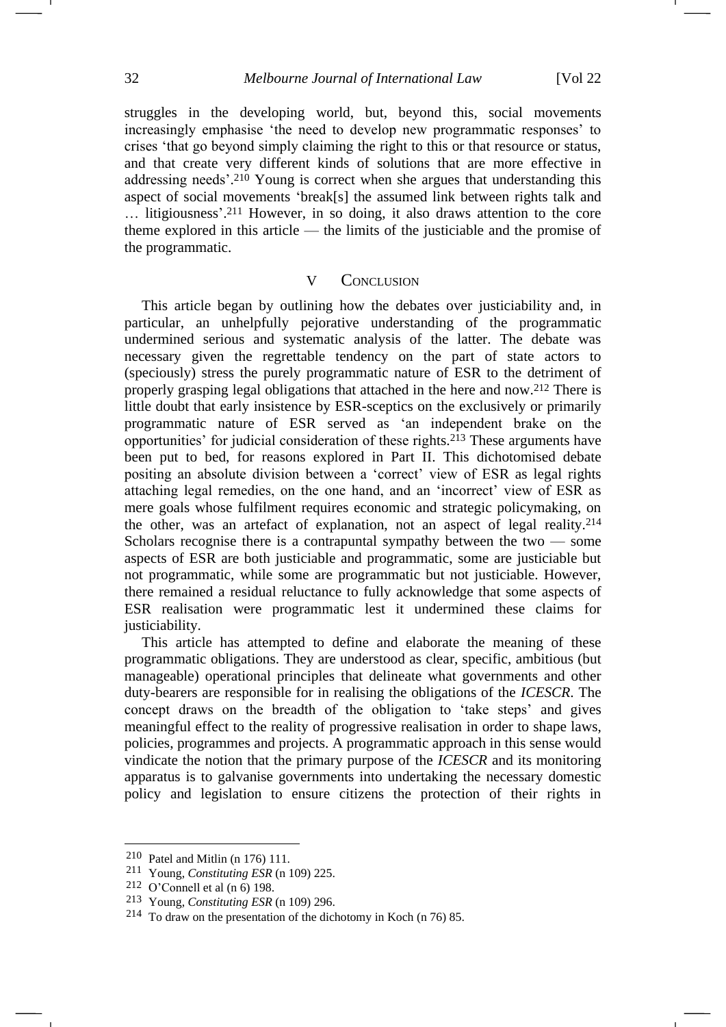struggles in the developing world, but, beyond this, social movements increasingly emphasise 'the need to develop new programmatic responses' to crises 'that go beyond simply claiming the right to this or that resource or status, and that create very different kinds of solutions that are more effective in addressing needs'.[210] Young is correct when she argues that understanding this aspect of social movements 'break[s] the assumed link between rights talk and … litigiousness'.[211] However, in so doing, it also draws attention to the core theme explored in this article — the limits of the justiciable and the promise of the programmatic.

## V Conclusion

This article began by outlining how the debates over justiciability and, in particular, an unhelpfully pejorative understanding of the programmatic undermined serious and systematic analysis of the latter. The debate was necessary given the regrettable tendency on the part of state actors to (speciously) stress the purely programmatic nature of ESR to the detriment of properly grasping legal obligations that attached in the here and now.[212] There is little doubt that early insistence by ESR-sceptics on the exclusively or primarily programmatic nature of ESR served as 'an independent brake on the opportunities' for judicial consideration of these rights.[213] These arguments have been put to bed, for reasons explored in Part II. This dichotomised debate positing an absolute division between a 'correct' view of ESR as legal rights attaching legal remedies, on the one hand, and an 'incorrect' view of ESR as mere goals whose fulfilment requires economic and strategic policymaking, on the other, was an artefact of explanation, not an aspect of legal reality.[214] Scholars recognise there is a contrapuntal sympathy between the two — some aspects of ESR are both justiciable and programmatic, some are justiciable but not programmatic, while some are programmatic but not justiciable. However, there remained a residual reluctance to fully acknowledge that some aspects of ESR realisation were programmatic lest it undermined these claims for justiciability.

This article has attempted to define and elaborate the meaning of these programmatic obligations. They are understood as clear, specific, ambitious (but manageable) operational principles that delineate what governments and other duty-bearers are responsible for in realising the obligations of the *ICESCR*. The concept draws on the breadth of the obligation to 'take steps' and gives meaningful effect to the reality of progressive realisation in order to shape laws, policies, programmes and projects. A programmatic approach in this sense would vindicate the notion that the primary purpose of the *ICESCR* and its monitoring apparatus is to galvanise governments into undertaking the necessary domestic policy and legislation to ensure citizens the protection of their rights in

---

[210] Patel and Mitlin (n 176) 111.

[211] Young, *Constituting ESR* (n 109) 225.

[212] O'Connell et al (n 6) 198.

[213] Young, *Constituting ESR* (n 109) 296.

[214] To draw on the presentation of the dichotomy in Koch (n 76) 85.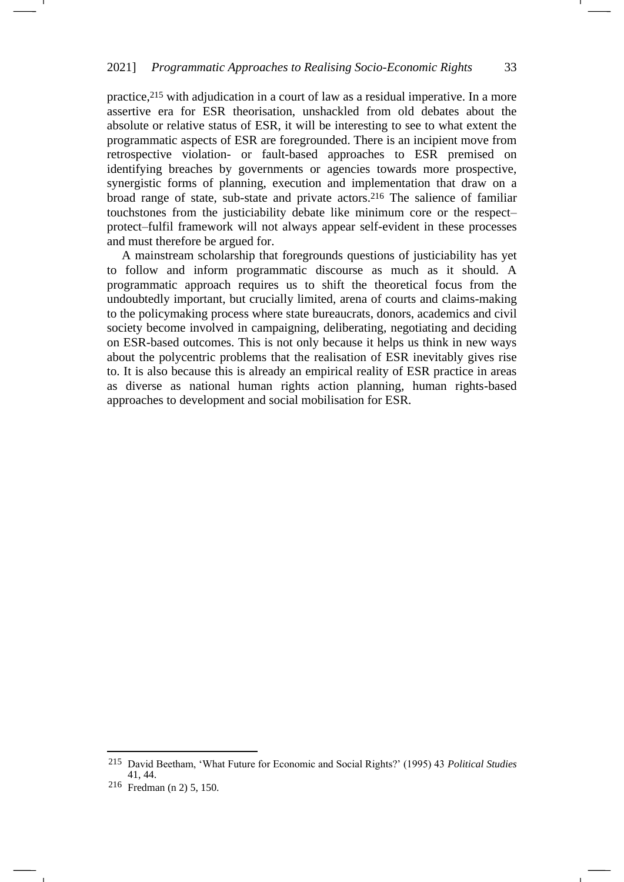practice,[215] with adjudication in a court of law as a residual imperative. In a more assertive era for ESR theorisation, unshackled from old debates about the absolute or relative status of ESR, it will be interesting to see to what extent the programmatic aspects of ESR are foregrounded. There is an incipient move from retrospective violation- or fault-based approaches to ESR premised on identifying breaches by governments or agencies towards more prospective, synergistic forms of planning, execution and implementation that draw on a broad range of state, sub-state and private actors.[216] The salience of familiar touchstones from the justiciability debate like minimum core or the respect–protect–fulfil framework will not always appear self-evident in these processes and must therefore be argued for.

A mainstream scholarship that foregrounds questions of justiciability has yet to follow and inform programmatic discourse as much as it should. A programmatic approach requires us to shift the theoretical focus from the undoubtedly important, but crucially limited, arena of courts and claims-making to the policymaking process where state bureaucrats, donors, academics and civil society become involved in campaigning, deliberating, negotiating and deciding on ESR-based outcomes. This is not only because it helps us think in new ways about the polycentric problems that the realisation of ESR inevitably gives rise to. It is also because this is already an empirical reality of ESR practice in areas as diverse as national human rights action planning, human rights-based approaches to development and social mobilisation for ESR.

---

[215] David Beetham, 'What Future for Economic and Social Rights?' (1995) 43 *Political Studies* 41, 44.

[216] Fredman (n 2) 5, 150.